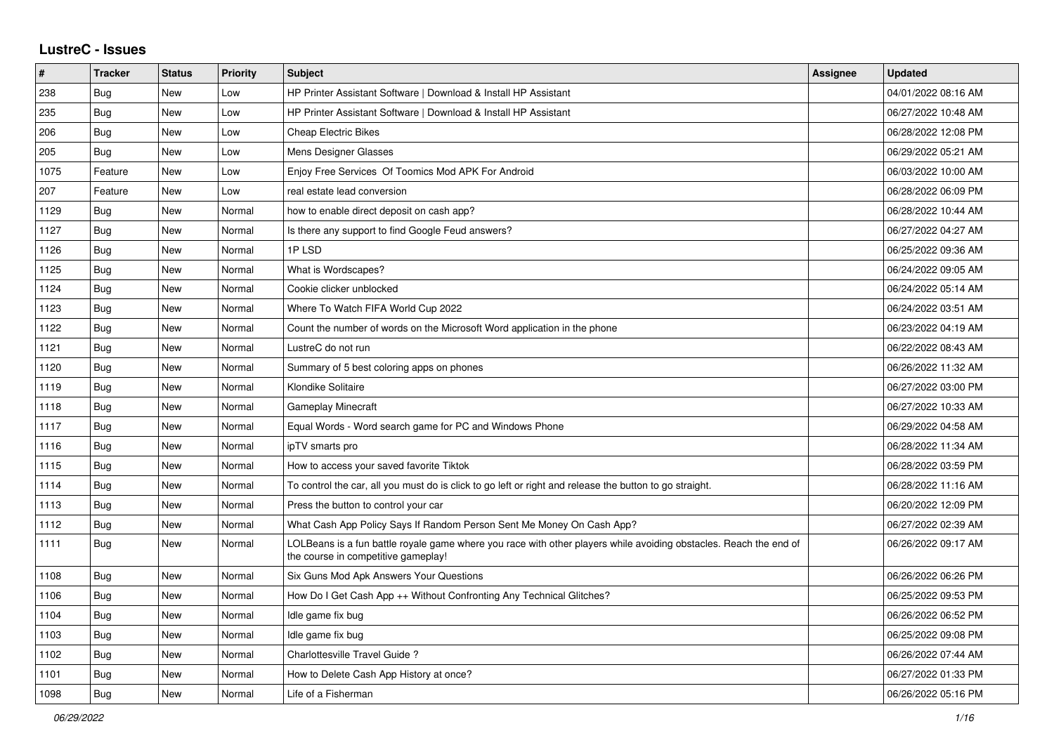# LustreC - Issues

| # | Tracker | Status | Priority | Subject | Assignee | Updated |
|---|---|---|---|---|---|---|
| 238 | Bug | New | Low | HP Printer Assistant Software \| Download & Install HP Assistant | | 04/01/2022 08:16 AM |
| 235 | Bug | New | Low | HP Printer Assistant Software \| Download & Install HP Assistant | | 06/27/2022 10:48 AM |
| 206 | Bug | New | Low | Cheap Electric Bikes | | 06/28/2022 12:08 PM |
| 205 | Bug | New | Low | Mens Designer Glasses | | 06/29/2022 05:21 AM |
| 1075 | Feature | New | Low | Enjoy Free Services Of Toomics Mod APK For Android | | 06/03/2022 10:00 AM |
| 207 | Feature | New | Low | real estate lead conversion | | 06/28/2022 06:09 PM |
| 1129 | Bug | New | Normal | how to enable direct deposit on cash app? | | 06/28/2022 10:44 AM |
| 1127 | Bug | New | Normal | Is there any support to find Google Feud answers? | | 06/27/2022 04:27 AM |
| 1126 | Bug | New | Normal | 1P LSD | | 06/25/2022 09:36 AM |
| 1125 | Bug | New | Normal | What is Wordscapes? | | 06/24/2022 09:05 AM |
| 1124 | Bug | New | Normal | Cookie clicker unblocked | | 06/24/2022 05:14 AM |
| 1123 | Bug | New | Normal | Where To Watch FIFA World Cup 2022 | | 06/24/2022 03:51 AM |
| 1122 | Bug | New | Normal | Count the number of words on the Microsoft Word application in the phone | | 06/23/2022 04:19 AM |
| 1121 | Bug | New | Normal | LustreC do not run | | 06/22/2022 08:43 AM |
| 1120 | Bug | New | Normal | Summary of 5 best coloring apps on phones | | 06/26/2022 11:32 AM |
| 1119 | Bug | New | Normal | Klondike Solitaire | | 06/27/2022 03:00 PM |
| 1118 | Bug | New | Normal | Gameplay Minecraft | | 06/27/2022 10:33 AM |
| 1117 | Bug | New | Normal | Equal Words - Word search game for PC and Windows Phone | | 06/29/2022 04:58 AM |
| 1116 | Bug | New | Normal | ipTV smarts pro | | 06/28/2022 11:34 AM |
| 1115 | Bug | New | Normal | How to access your saved favorite Tiktok | | 06/28/2022 03:59 PM |
| 1114 | Bug | New | Normal | To control the car, all you must do is click to go left or right and release the button to go straight. | | 06/28/2022 11:16 AM |
| 1113 | Bug | New | Normal | Press the button to control your car | | 06/20/2022 12:09 PM |
| 1112 | Bug | New | Normal | What Cash App Policy Says If Random Person Sent Me Money On Cash App? | | 06/27/2022 02:39 AM |
| 1111 | Bug | New | Normal | LOLBeans is a fun battle royale game where you race with other players while avoiding obstacles. Reach the end of the course in competitive gameplay! | | 06/26/2022 09:17 AM |
| 1108 | Bug | New | Normal | Six Guns Mod Apk Answers Your Questions | | 06/26/2022 06:26 PM |
| 1106 | Bug | New | Normal | How Do I Get Cash App ++ Without Confronting Any Technical Glitches? | | 06/25/2022 09:53 PM |
| 1104 | Bug | New | Normal | Idle game fix bug | | 06/26/2022 06:52 PM |
| 1103 | Bug | New | Normal | Idle game fix bug | | 06/25/2022 09:08 PM |
| 1102 | Bug | New | Normal | Charlottesville Travel Guide ? | | 06/26/2022 07:44 AM |
| 1101 | Bug | New | Normal | How to Delete Cash App History at once? | | 06/27/2022 01:33 PM |
| 1098 | Bug | New | Normal | Life of a Fisherman | | 06/26/2022 05:16 PM |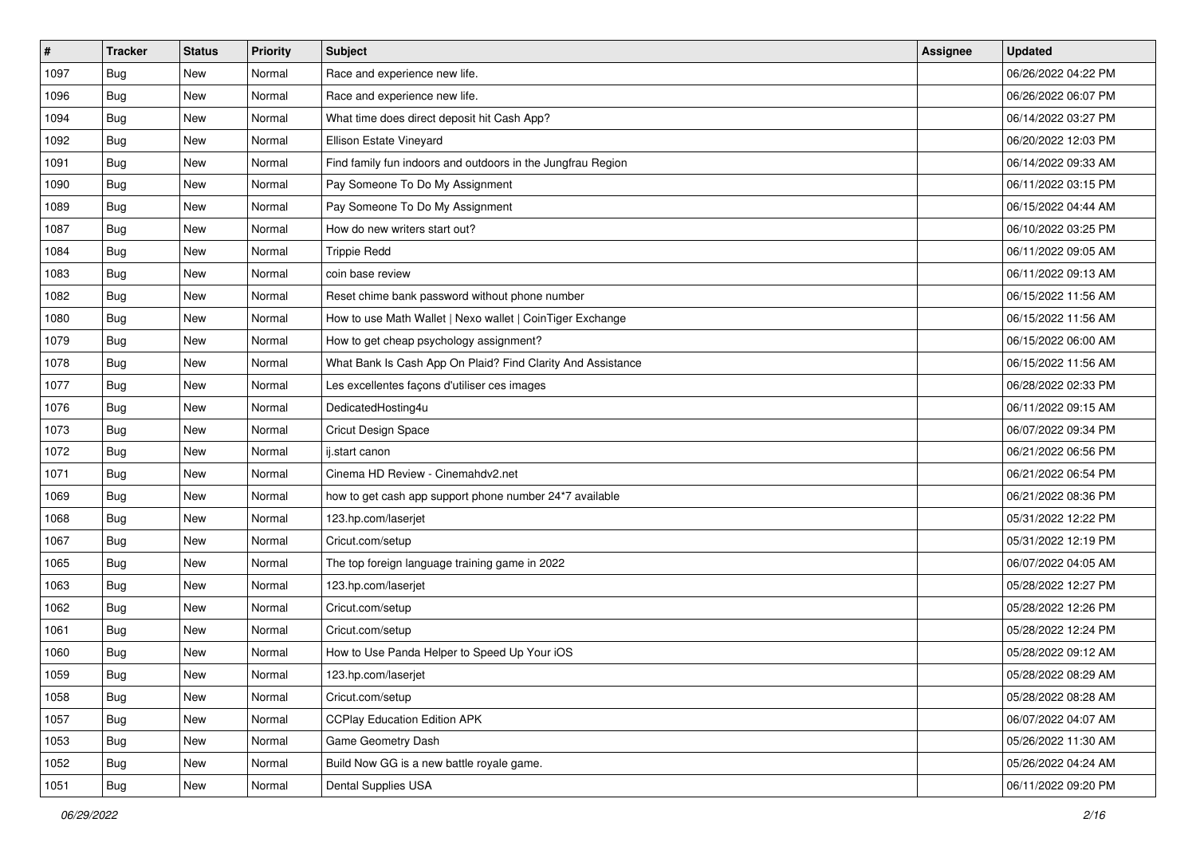| # | Tracker | Status | Priority | Subject | Assignee | Updated |
| --- | --- | --- | --- | --- | --- | --- |
| 1097 | Bug | New | Normal | Race and experience new life. | | 06/26/2022 04:22 PM |
| 1096 | Bug | New | Normal | Race and experience new life. | | 06/26/2022 06:07 PM |
| 1094 | Bug | New | Normal | What time does direct deposit hit Cash App? | | 06/14/2022 03:27 PM |
| 1092 | Bug | New | Normal | Ellison Estate Vineyard | | 06/20/2022 12:03 PM |
| 1091 | Bug | New | Normal | Find family fun indoors and outdoors in the Jungfrau Region | | 06/14/2022 09:33 AM |
| 1090 | Bug | New | Normal | Pay Someone To Do My Assignment | | 06/11/2022 03:15 PM |
| 1089 | Bug | New | Normal | Pay Someone To Do My Assignment | | 06/15/2022 04:44 AM |
| 1087 | Bug | New | Normal | How do new writers start out? | | 06/10/2022 03:25 PM |
| 1084 | Bug | New | Normal | Trippie Redd | | 06/11/2022 09:05 AM |
| 1083 | Bug | New | Normal | coin base review | | 06/11/2022 09:13 AM |
| 1082 | Bug | New | Normal | Reset chime bank password without phone number | | 06/15/2022 11:56 AM |
| 1080 | Bug | New | Normal | How to use Math Wallet \| Nexo wallet \| CoinTiger Exchange | | 06/15/2022 11:56 AM |
| 1079 | Bug | New | Normal | How to get cheap psychology assignment? | | 06/15/2022 06:00 AM |
| 1078 | Bug | New | Normal | What Bank Is Cash App On Plaid? Find Clarity And Assistance | | 06/15/2022 11:56 AM |
| 1077 | Bug | New | Normal | Les excellentes façons d'utiliser ces images | | 06/28/2022 02:33 PM |
| 1076 | Bug | New | Normal | DedicatedHosting4u | | 06/11/2022 09:15 AM |
| 1073 | Bug | New | Normal | Cricut Design Space | | 06/07/2022 09:34 PM |
| 1072 | Bug | New | Normal | ij.start canon | | 06/21/2022 06:56 PM |
| 1071 | Bug | New | Normal | Cinema HD Review - Cinemahdv2.net | | 06/21/2022 06:54 PM |
| 1069 | Bug | New | Normal | how to get cash app support phone number 24*7 available | | 06/21/2022 08:36 PM |
| 1068 | Bug | New | Normal | 123.hp.com/laserjet | | 05/31/2022 12:22 PM |
| 1067 | Bug | New | Normal | Cricut.com/setup | | 05/31/2022 12:19 PM |
| 1065 | Bug | New | Normal | The top foreign language training game in 2022 | | 06/07/2022 04:05 AM |
| 1063 | Bug | New | Normal | 123.hp.com/laserjet | | 05/28/2022 12:27 PM |
| 1062 | Bug | New | Normal | Cricut.com/setup | | 05/28/2022 12:26 PM |
| 1061 | Bug | New | Normal | Cricut.com/setup | | 05/28/2022 12:24 PM |
| 1060 | Bug | New | Normal | How to Use Panda Helper to Speed Up Your iOS | | 05/28/2022 09:12 AM |
| 1059 | Bug | New | Normal | 123.hp.com/laserjet | | 05/28/2022 08:29 AM |
| 1058 | Bug | New | Normal | Cricut.com/setup | | 05/28/2022 08:28 AM |
| 1057 | Bug | New | Normal | CCPlay Education Edition APK | | 06/07/2022 04:07 AM |
| 1053 | Bug | New | Normal | Game Geometry Dash | | 05/26/2022 11:30 AM |
| 1052 | Bug | New | Normal | Build Now GG is a new battle royale game. | | 05/26/2022 04:24 AM |
| 1051 | Bug | New | Normal | Dental Supplies USA | | 06/11/2022 09:20 PM |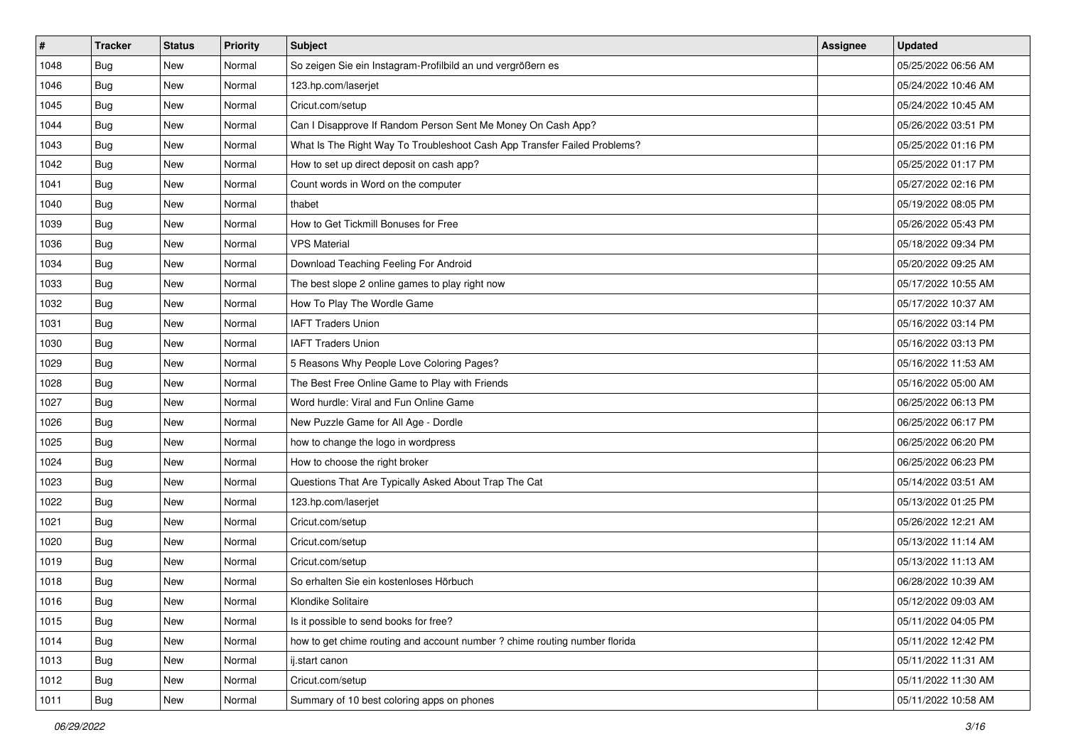| # | Tracker | Status | Priority | Subject | Assignee | Updated |
|---|---|---|---|---|---|---|
| 1048 | Bug | New | Normal | So zeigen Sie ein Instagram-Profilbild an und vergrößern es | | 05/25/2022 06:56 AM |
| 1046 | Bug | New | Normal | 123.hp.com/laserjet | | 05/24/2022 10:46 AM |
| 1045 | Bug | New | Normal | Cricut.com/setup | | 05/24/2022 10:45 AM |
| 1044 | Bug | New | Normal | Can I Disapprove If Random Person Sent Me Money On Cash App? | | 05/26/2022 03:51 PM |
| 1043 | Bug | New | Normal | What Is The Right Way To Troubleshoot Cash App Transfer Failed Problems? | | 05/25/2022 01:16 PM |
| 1042 | Bug | New | Normal | How to set up direct deposit on cash app? | | 05/25/2022 01:17 PM |
| 1041 | Bug | New | Normal | Count words in Word on the computer | | 05/27/2022 02:16 PM |
| 1040 | Bug | New | Normal | thabet | | 05/19/2022 08:05 PM |
| 1039 | Bug | New | Normal | How to Get Tickmill Bonuses for Free | | 05/26/2022 05:43 PM |
| 1036 | Bug | New | Normal | VPS Material | | 05/18/2022 09:34 PM |
| 1034 | Bug | New | Normal | Download Teaching Feeling For Android | | 05/20/2022 09:25 AM |
| 1033 | Bug | New | Normal | The best slope 2 online games to play right now | | 05/17/2022 10:55 AM |
| 1032 | Bug | New | Normal | How To Play The Wordle Game | | 05/17/2022 10:37 AM |
| 1031 | Bug | New | Normal | IAFT Traders Union | | 05/16/2022 03:14 PM |
| 1030 | Bug | New | Normal | IAFT Traders Union | | 05/16/2022 03:13 PM |
| 1029 | Bug | New | Normal | 5 Reasons Why People Love Coloring Pages? | | 05/16/2022 11:53 AM |
| 1028 | Bug | New | Normal | The Best Free Online Game to Play with Friends | | 05/16/2022 05:00 AM |
| 1027 | Bug | New | Normal | Word hurdle: Viral and Fun Online Game | | 06/25/2022 06:13 PM |
| 1026 | Bug | New | Normal | New Puzzle Game for All Age - Dordle | | 06/25/2022 06:17 PM |
| 1025 | Bug | New | Normal | how to change the logo in wordpress | | 06/25/2022 06:20 PM |
| 1024 | Bug | New | Normal | How to choose the right broker | | 06/25/2022 06:23 PM |
| 1023 | Bug | New | Normal | Questions That Are Typically Asked About Trap The Cat | | 05/14/2022 03:51 AM |
| 1022 | Bug | New | Normal | 123.hp.com/laserjet | | 05/13/2022 01:25 PM |
| 1021 | Bug | New | Normal | Cricut.com/setup | | 05/26/2022 12:21 AM |
| 1020 | Bug | New | Normal | Cricut.com/setup | | 05/13/2022 11:14 AM |
| 1019 | Bug | New | Normal | Cricut.com/setup | | 05/13/2022 11:13 AM |
| 1018 | Bug | New | Normal | So erhalten Sie ein kostenloses Hörbuch | | 06/28/2022 10:39 AM |
| 1016 | Bug | New | Normal | Klondike Solitaire | | 05/12/2022 09:03 AM |
| 1015 | Bug | New | Normal | Is it possible to send books for free? | | 05/11/2022 04:05 PM |
| 1014 | Bug | New | Normal | how to get chime routing and account number ? chime routing number florida | | 05/11/2022 12:42 PM |
| 1013 | Bug | New | Normal | ij.start canon | | 05/11/2022 11:31 AM |
| 1012 | Bug | New | Normal | Cricut.com/setup | | 05/11/2022 11:30 AM |
| 1011 | Bug | New | Normal | Summary of 10 best coloring apps on phones | | 05/11/2022 10:58 AM |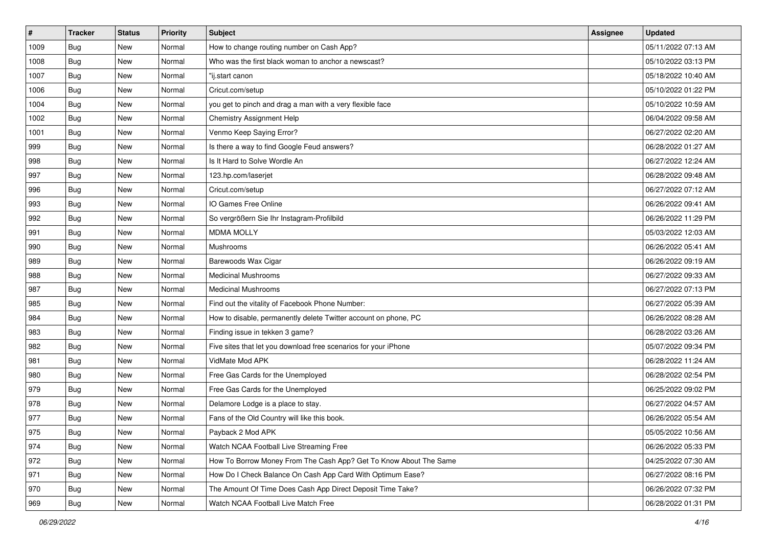| # | Tracker | Status | Priority | Subject | Assignee | Updated |
|---|---|---|---|---|---|---|
| 1009 | Bug | New | Normal | How to change routing number on Cash App? | | 05/11/2022 07:13 AM |
| 1008 | Bug | New | Normal | Who was the first black woman to anchor a newscast? | | 05/10/2022 03:13 PM |
| 1007 | Bug | New | Normal | "ij.start canon | | 05/18/2022 10:40 AM |
| 1006 | Bug | New | Normal | Cricut.com/setup | | 05/10/2022 01:22 PM |
| 1004 | Bug | New | Normal | you get to pinch and drag a man with a very flexible face | | 05/10/2022 10:59 AM |
| 1002 | Bug | New | Normal | Chemistry Assignment Help | | 06/04/2022 09:58 AM |
| 1001 | Bug | New | Normal | Venmo Keep Saying Error? | | 06/27/2022 02:20 AM |
| 999 | Bug | New | Normal | Is there a way to find Google Feud answers? | | 06/28/2022 01:27 AM |
| 998 | Bug | New | Normal | Is It Hard to Solve Wordle An | | 06/27/2022 12:24 AM |
| 997 | Bug | New | Normal | 123.hp.com/laserjet | | 06/28/2022 09:48 AM |
| 996 | Bug | New | Normal | Cricut.com/setup | | 06/27/2022 07:12 AM |
| 993 | Bug | New | Normal | IO Games Free Online | | 06/26/2022 09:41 AM |
| 992 | Bug | New | Normal | So vergrößern Sie Ihr Instagram-Profilbild | | 06/26/2022 11:29 PM |
| 991 | Bug | New | Normal | MDMA MOLLY | | 05/03/2022 12:03 AM |
| 990 | Bug | New | Normal | Mushrooms | | 06/26/2022 05:41 AM |
| 989 | Bug | New | Normal | Barewoods Wax Cigar | | 06/26/2022 09:19 AM |
| 988 | Bug | New | Normal | Medicinal Mushrooms | | 06/27/2022 09:33 AM |
| 987 | Bug | New | Normal | Medicinal Mushrooms | | 06/27/2022 07:13 PM |
| 985 | Bug | New | Normal | Find out the vitality of Facebook Phone Number: | | 06/27/2022 05:39 AM |
| 984 | Bug | New | Normal | How to disable, permanently delete Twitter account on phone, PC | | 06/26/2022 08:28 AM |
| 983 | Bug | New | Normal | Finding issue in tekken 3 game? | | 06/28/2022 03:26 AM |
| 982 | Bug | New | Normal | Five sites that let you download free scenarios for your iPhone | | 05/07/2022 09:34 PM |
| 981 | Bug | New | Normal | VidMate Mod APK | | 06/28/2022 11:24 AM |
| 980 | Bug | New | Normal | Free Gas Cards for the Unemployed | | 06/28/2022 02:54 PM |
| 979 | Bug | New | Normal | Free Gas Cards for the Unemployed | | 06/25/2022 09:02 PM |
| 978 | Bug | New | Normal | Delamore Lodge is a place to stay. | | 06/27/2022 04:57 AM |
| 977 | Bug | New | Normal | Fans of the Old Country will like this book. | | 06/26/2022 05:54 AM |
| 975 | Bug | New | Normal | Payback 2 Mod APK | | 05/05/2022 10:56 AM |
| 974 | Bug | New | Normal | Watch NCAA Football Live Streaming Free | | 06/26/2022 05:33 PM |
| 972 | Bug | New | Normal | How To Borrow Money From The Cash App? Get To Know About The Same | | 04/25/2022 07:30 AM |
| 971 | Bug | New | Normal | How Do I Check Balance On Cash App Card With Optimum Ease? | | 06/27/2022 08:16 PM |
| 970 | Bug | New | Normal | The Amount Of Time Does Cash App Direct Deposit Time Take? | | 06/26/2022 07:32 PM |
| 969 | Bug | New | Normal | Watch NCAA Football Live Match Free | | 06/28/2022 01:31 PM |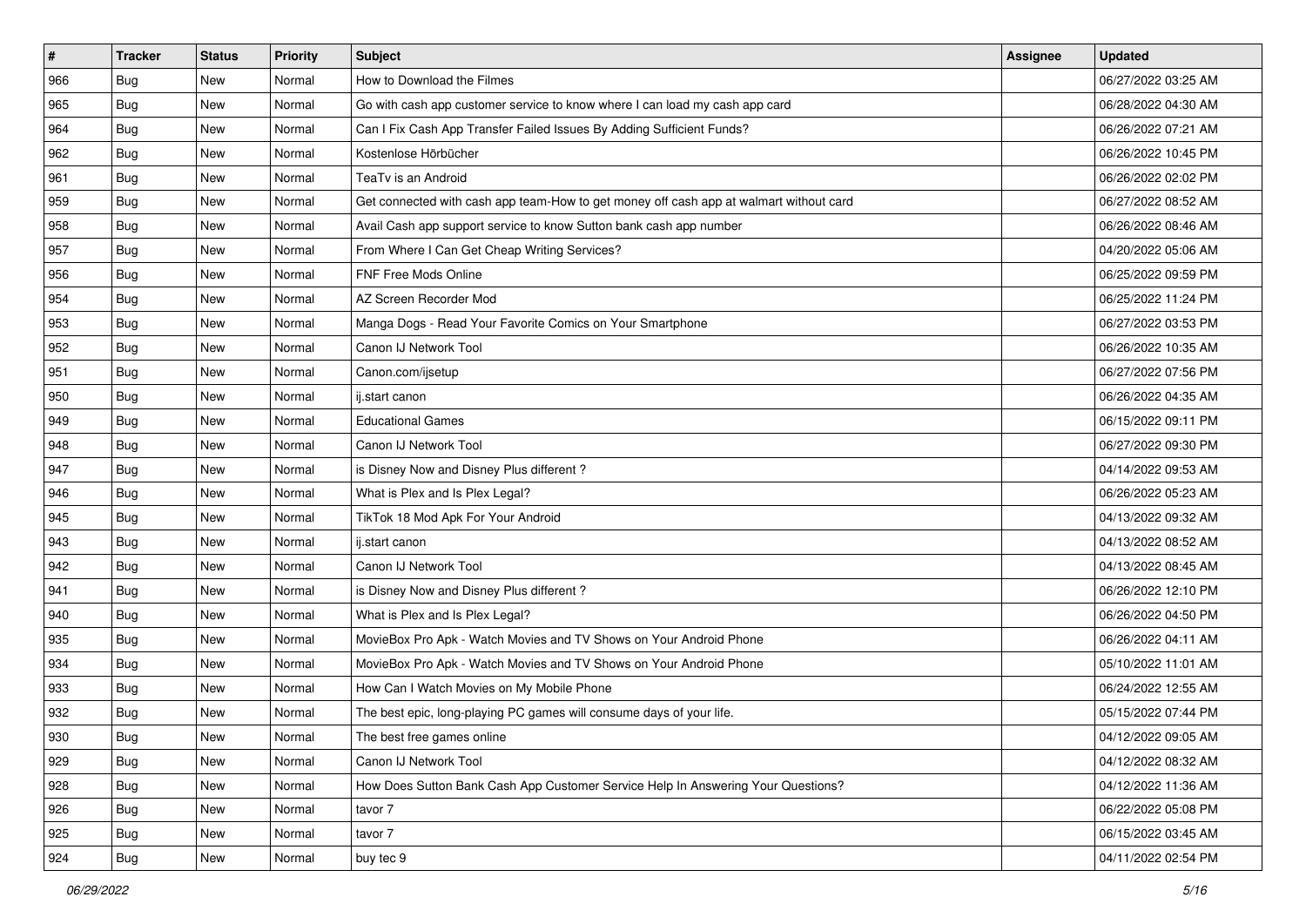| # | Tracker | Status | Priority | Subject | Assignee | Updated |
|---|---|---|---|---|---|---|
| 966 | Bug | New | Normal | How to Download the Filmes | | 06/27/2022 03:25 AM |
| 965 | Bug | New | Normal | Go with cash app customer service to know where I can load my cash app card | | 06/28/2022 04:30 AM |
| 964 | Bug | New | Normal | Can I Fix Cash App Transfer Failed Issues By Adding Sufficient Funds? | | 06/26/2022 07:21 AM |
| 962 | Bug | New | Normal | Kostenlose Hörbücher | | 06/26/2022 10:45 PM |
| 961 | Bug | New | Normal | TeaTv is an Android | | 06/26/2022 02:02 PM |
| 959 | Bug | New | Normal | Get connected with cash app team-How to get money off cash app at walmart without card | | 06/27/2022 08:52 AM |
| 958 | Bug | New | Normal | Avail Cash app support service to know Sutton bank cash app number | | 06/26/2022 08:46 AM |
| 957 | Bug | New | Normal | From Where I Can Get Cheap Writing Services? | | 04/20/2022 05:06 AM |
| 956 | Bug | New | Normal | FNF Free Mods Online | | 06/25/2022 09:59 PM |
| 954 | Bug | New | Normal | AZ Screen Recorder Mod | | 06/25/2022 11:24 PM |
| 953 | Bug | New | Normal | Manga Dogs - Read Your Favorite Comics on Your Smartphone | | 06/27/2022 03:53 PM |
| 952 | Bug | New | Normal | Canon IJ Network Tool | | 06/26/2022 10:35 AM |
| 951 | Bug | New | Normal | Canon.com/ijsetup | | 06/27/2022 07:56 PM |
| 950 | Bug | New | Normal | ij.start canon | | 06/26/2022 04:35 AM |
| 949 | Bug | New | Normal | Educational Games | | 06/15/2022 09:11 PM |
| 948 | Bug | New | Normal | Canon IJ Network Tool | | 06/27/2022 09:30 PM |
| 947 | Bug | New | Normal | is Disney Now and Disney Plus different ? | | 04/14/2022 09:53 AM |
| 946 | Bug | New | Normal | What is Plex and Is Plex Legal? | | 06/26/2022 05:23 AM |
| 945 | Bug | New | Normal | TikTok 18 Mod Apk For Your Android | | 04/13/2022 09:32 AM |
| 943 | Bug | New | Normal | ij.start canon | | 04/13/2022 08:52 AM |
| 942 | Bug | New | Normal | Canon IJ Network Tool | | 04/13/2022 08:45 AM |
| 941 | Bug | New | Normal | is Disney Now and Disney Plus different ? | | 06/26/2022 12:10 PM |
| 940 | Bug | New | Normal | What is Plex and Is Plex Legal? | | 06/26/2022 04:50 PM |
| 935 | Bug | New | Normal | MovieBox Pro Apk - Watch Movies and TV Shows on Your Android Phone | | 06/26/2022 04:11 AM |
| 934 | Bug | New | Normal | MovieBox Pro Apk - Watch Movies and TV Shows on Your Android Phone | | 05/10/2022 11:01 AM |
| 933 | Bug | New | Normal | How Can I Watch Movies on My Mobile Phone | | 06/24/2022 12:55 AM |
| 932 | Bug | New | Normal | The best epic, long-playing PC games will consume days of your life. | | 05/15/2022 07:44 PM |
| 930 | Bug | New | Normal | The best free games online | | 04/12/2022 09:05 AM |
| 929 | Bug | New | Normal | Canon IJ Network Tool | | 04/12/2022 08:32 AM |
| 928 | Bug | New | Normal | How Does Sutton Bank Cash App Customer Service Help In Answering Your Questions? | | 04/12/2022 11:36 AM |
| 926 | Bug | New | Normal | tavor 7 | | 06/22/2022 05:08 PM |
| 925 | Bug | New | Normal | tavor 7 | | 06/15/2022 03:45 AM |
| 924 | Bug | New | Normal | buy tec 9 | | 04/11/2022 02:54 PM |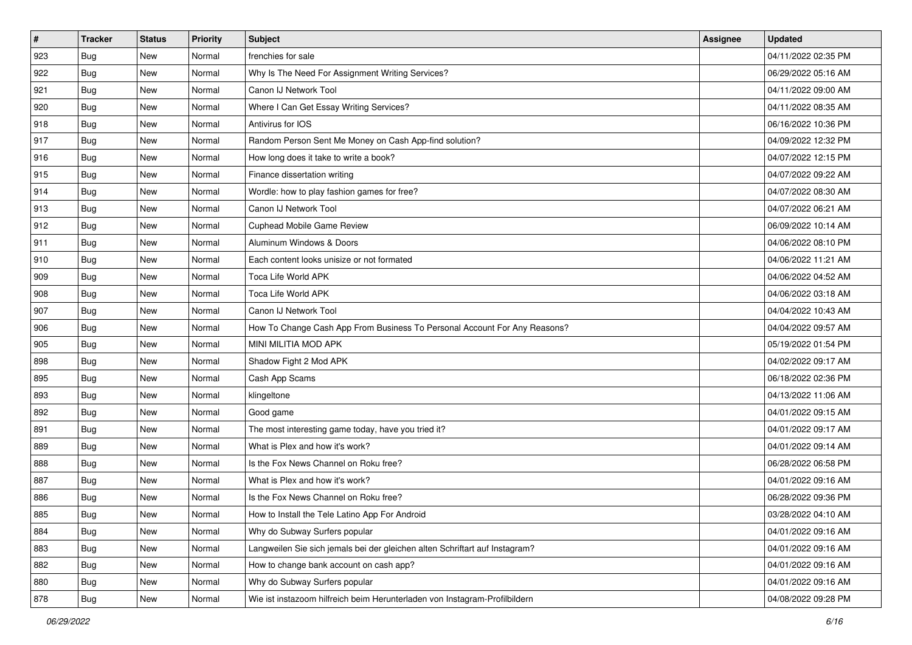| # | Tracker | Status | Priority | Subject | Assignee | Updated |
|---|---|---|---|---|---|---|
| 923 | Bug | New | Normal | frenchies for sale | | 04/11/2022 02:35 PM |
| 922 | Bug | New | Normal | Why Is The Need For Assignment Writing Services? | | 06/29/2022 05:16 AM |
| 921 | Bug | New | Normal | Canon IJ Network Tool | | 04/11/2022 09:00 AM |
| 920 | Bug | New | Normal | Where I Can Get Essay Writing Services? | | 04/11/2022 08:35 AM |
| 918 | Bug | New | Normal | Antivirus for IOS | | 06/16/2022 10:36 PM |
| 917 | Bug | New | Normal | Random Person Sent Me Money on Cash App-find solution? | | 04/09/2022 12:32 PM |
| 916 | Bug | New | Normal | How long does it take to write a book? | | 04/07/2022 12:15 PM |
| 915 | Bug | New | Normal | Finance dissertation writing | | 04/07/2022 09:22 AM |
| 914 | Bug | New | Normal | Wordle: how to play fashion games for free? | | 04/07/2022 08:30 AM |
| 913 | Bug | New | Normal | Canon IJ Network Tool | | 04/07/2022 06:21 AM |
| 912 | Bug | New | Normal | Cuphead Mobile Game Review | | 06/09/2022 10:14 AM |
| 911 | Bug | New | Normal | Aluminum Windows & Doors | | 04/06/2022 08:10 PM |
| 910 | Bug | New | Normal | Each content looks unisize or not formated | | 04/06/2022 11:21 AM |
| 909 | Bug | New | Normal | Toca Life World APK | | 04/06/2022 04:52 AM |
| 908 | Bug | New | Normal | Toca Life World APK | | 04/06/2022 03:18 AM |
| 907 | Bug | New | Normal | Canon IJ Network Tool | | 04/04/2022 10:43 AM |
| 906 | Bug | New | Normal | How To Change Cash App From Business To Personal Account For Any Reasons? | | 04/04/2022 09:57 AM |
| 905 | Bug | New | Normal | MINI MILITIA MOD APK | | 05/19/2022 01:54 PM |
| 898 | Bug | New | Normal | Shadow Fight 2 Mod APK | | 04/02/2022 09:17 AM |
| 895 | Bug | New | Normal | Cash App Scams | | 06/18/2022 02:36 PM |
| 893 | Bug | New | Normal | klingeltone | | 04/13/2022 11:06 AM |
| 892 | Bug | New | Normal | Good game | | 04/01/2022 09:15 AM |
| 891 | Bug | New | Normal | The most interesting game today, have you tried it? | | 04/01/2022 09:17 AM |
| 889 | Bug | New | Normal | What is Plex and how it's work? | | 04/01/2022 09:14 AM |
| 888 | Bug | New | Normal | Is the Fox News Channel on Roku free? | | 06/28/2022 06:58 PM |
| 887 | Bug | New | Normal | What is Plex and how it's work? | | 04/01/2022 09:16 AM |
| 886 | Bug | New | Normal | Is the Fox News Channel on Roku free? | | 06/28/2022 09:36 PM |
| 885 | Bug | New | Normal | How to Install the Tele Latino App For Android | | 03/28/2022 04:10 AM |
| 884 | Bug | New | Normal | Why do Subway Surfers popular | | 04/01/2022 09:16 AM |
| 883 | Bug | New | Normal | Langweilen Sie sich jemals bei der gleichen alten Schriftart auf Instagram? | | 04/01/2022 09:16 AM |
| 882 | Bug | New | Normal | How to change bank account on cash app? | | 04/01/2022 09:16 AM |
| 880 | Bug | New | Normal | Why do Subway Surfers popular | | 04/01/2022 09:16 AM |
| 878 | Bug | New | Normal | Wie ist instazoom hilfreich beim Herunterladen von Instagram-Profilbildern | | 04/08/2022 09:28 PM |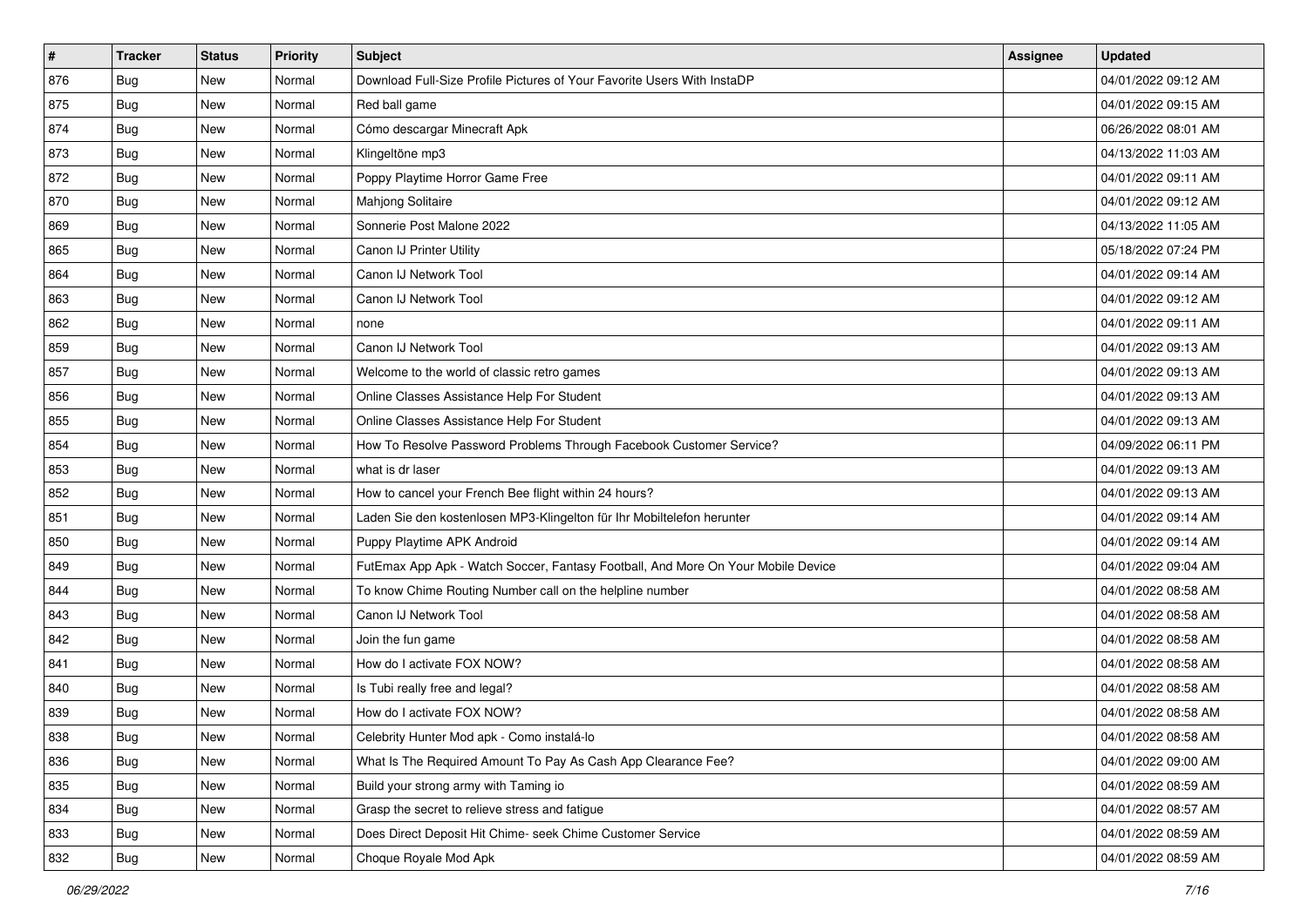| # | Tracker | Status | Priority | Subject | Assignee | Updated |
|---|---|---|---|---|---|---|
| 876 | Bug | New | Normal | Download Full-Size Profile Pictures of Your Favorite Users With InstaDP | | 04/01/2022 09:12 AM |
| 875 | Bug | New | Normal | Red ball game | | 04/01/2022 09:15 AM |
| 874 | Bug | New | Normal | Cómo descargar Minecraft Apk | | 06/26/2022 08:01 AM |
| 873 | Bug | New | Normal | Klingeltöne mp3 | | 04/13/2022 11:03 AM |
| 872 | Bug | New | Normal | Poppy Playtime Horror Game Free | | 04/01/2022 09:11 AM |
| 870 | Bug | New | Normal | Mahjong Solitaire | | 04/01/2022 09:12 AM |
| 869 | Bug | New | Normal | Sonnerie Post Malone 2022 | | 04/13/2022 11:05 AM |
| 865 | Bug | New | Normal | Canon IJ Printer Utility | | 05/18/2022 07:24 PM |
| 864 | Bug | New | Normal | Canon IJ Network Tool | | 04/01/2022 09:14 AM |
| 863 | Bug | New | Normal | Canon IJ Network Tool | | 04/01/2022 09:12 AM |
| 862 | Bug | New | Normal | none | | 04/01/2022 09:11 AM |
| 859 | Bug | New | Normal | Canon IJ Network Tool | | 04/01/2022 09:13 AM |
| 857 | Bug | New | Normal | Welcome to the world of classic retro games | | 04/01/2022 09:13 AM |
| 856 | Bug | New | Normal | Online Classes Assistance Help For Student | | 04/01/2022 09:13 AM |
| 855 | Bug | New | Normal | Online Classes Assistance Help For Student | | 04/01/2022 09:13 AM |
| 854 | Bug | New | Normal | How To Resolve Password Problems Through Facebook Customer Service? | | 04/09/2022 06:11 PM |
| 853 | Bug | New | Normal | what is dr laser | | 04/01/2022 09:13 AM |
| 852 | Bug | New | Normal | How to cancel your French Bee flight within 24 hours? | | 04/01/2022 09:13 AM |
| 851 | Bug | New | Normal | Laden Sie den kostenlosen MP3-Klingelton für Ihr Mobiltelefon herunter | | 04/01/2022 09:14 AM |
| 850 | Bug | New | Normal | Puppy Playtime APK Android | | 04/01/2022 09:14 AM |
| 849 | Bug | New | Normal | FutEmax App Apk - Watch Soccer, Fantasy Football, And More On Your Mobile Device | | 04/01/2022 09:04 AM |
| 844 | Bug | New | Normal | To know Chime Routing Number call on the helpline number | | 04/01/2022 08:58 AM |
| 843 | Bug | New | Normal | Canon IJ Network Tool | | 04/01/2022 08:58 AM |
| 842 | Bug | New | Normal | Join the fun game | | 04/01/2022 08:58 AM |
| 841 | Bug | New | Normal | How do I activate FOX NOW? | | 04/01/2022 08:58 AM |
| 840 | Bug | New | Normal | Is Tubi really free and legal? | | 04/01/2022 08:58 AM |
| 839 | Bug | New | Normal | How do I activate FOX NOW? | | 04/01/2022 08:58 AM |
| 838 | Bug | New | Normal | Celebrity Hunter Mod apk - Como instalá-lo | | 04/01/2022 08:58 AM |
| 836 | Bug | New | Normal | What Is The Required Amount To Pay As Cash App Clearance Fee? | | 04/01/2022 09:00 AM |
| 835 | Bug | New | Normal | Build your strong army with Taming io | | 04/01/2022 08:59 AM |
| 834 | Bug | New | Normal | Grasp the secret to relieve stress and fatigue | | 04/01/2022 08:57 AM |
| 833 | Bug | New | Normal | Does Direct Deposit Hit Chime- seek Chime Customer Service | | 04/01/2022 08:59 AM |
| 832 | Bug | New | Normal | Choque Royale Mod Apk | | 04/01/2022 08:59 AM |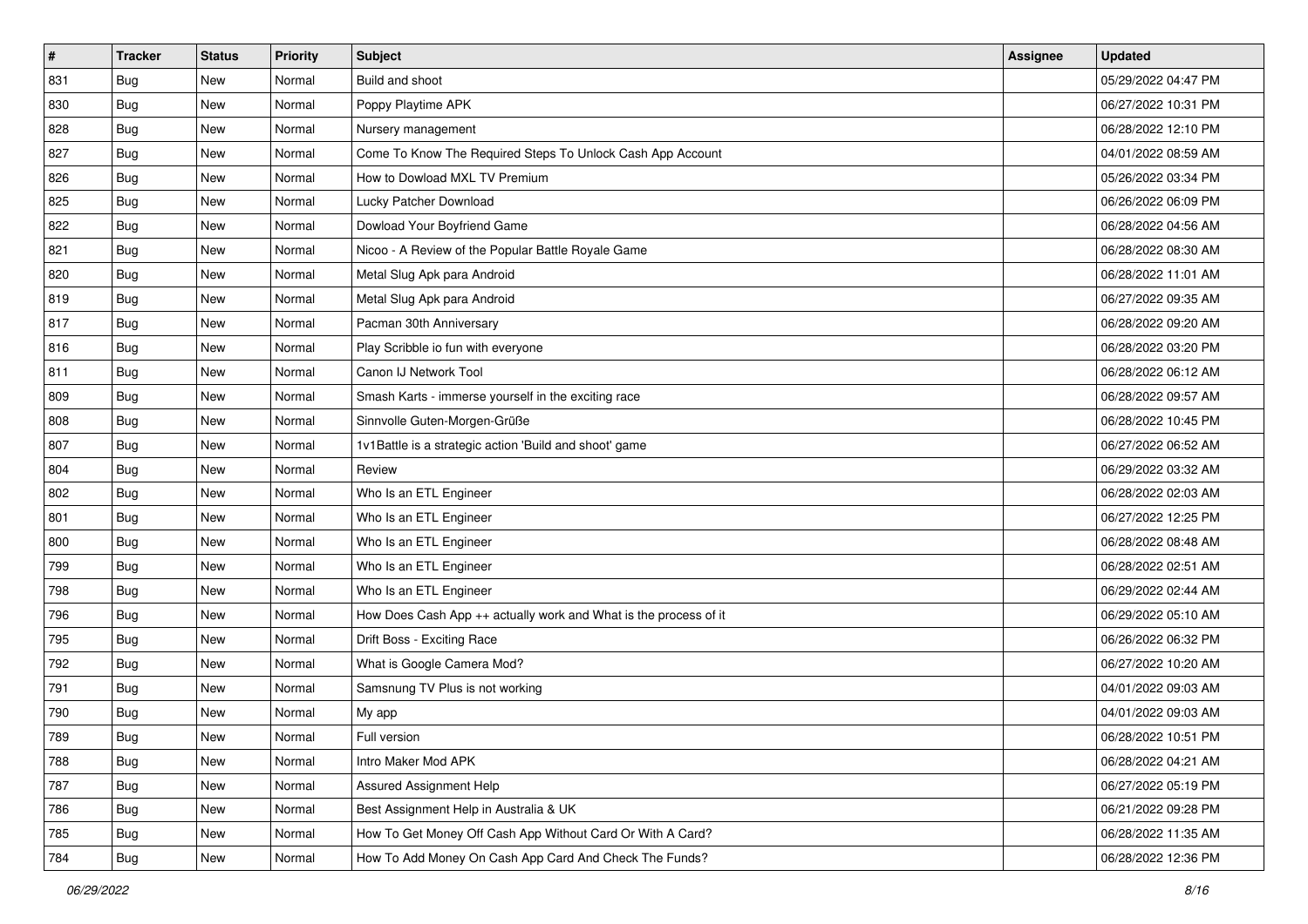| # | Tracker | Status | Priority | Subject | Assignee | Updated |
|---|---|---|---|---|---|---|
| 831 | Bug | New | Normal | Build and shoot | | 05/29/2022 04:47 PM |
| 830 | Bug | New | Normal | Poppy Playtime APK | | 06/27/2022 10:31 PM |
| 828 | Bug | New | Normal | Nursery management | | 06/28/2022 12:10 PM |
| 827 | Bug | New | Normal | Come To Know The Required Steps To Unlock Cash App Account | | 04/01/2022 08:59 AM |
| 826 | Bug | New | Normal | How to Dowload MXL TV Premium | | 05/26/2022 03:34 PM |
| 825 | Bug | New | Normal | Lucky Patcher Download | | 06/26/2022 06:09 PM |
| 822 | Bug | New | Normal | Dowload Your Boyfriend Game | | 06/28/2022 04:56 AM |
| 821 | Bug | New | Normal | Nicoo - A Review of the Popular Battle Royale Game | | 06/28/2022 08:30 AM |
| 820 | Bug | New | Normal | Metal Slug Apk para Android | | 06/28/2022 11:01 AM |
| 819 | Bug | New | Normal | Metal Slug Apk para Android | | 06/27/2022 09:35 AM |
| 817 | Bug | New | Normal | Pacman 30th Anniversary | | 06/28/2022 09:20 AM |
| 816 | Bug | New | Normal | Play Scribble io fun with everyone | | 06/28/2022 03:20 PM |
| 811 | Bug | New | Normal | Canon IJ Network Tool | | 06/28/2022 06:12 AM |
| 809 | Bug | New | Normal | Smash Karts - immerse yourself in the exciting race | | 06/28/2022 09:57 AM |
| 808 | Bug | New | Normal | Sinnvolle Guten-Morgen-Grüße | | 06/28/2022 10:45 PM |
| 807 | Bug | New | Normal | 1v1Battle is a strategic action 'Build and shoot' game | | 06/27/2022 06:52 AM |
| 804 | Bug | New | Normal | Review | | 06/29/2022 03:32 AM |
| 802 | Bug | New | Normal | Who Is an ETL Engineer | | 06/28/2022 02:03 AM |
| 801 | Bug | New | Normal | Who Is an ETL Engineer | | 06/27/2022 12:25 PM |
| 800 | Bug | New | Normal | Who Is an ETL Engineer | | 06/28/2022 08:48 AM |
| 799 | Bug | New | Normal | Who Is an ETL Engineer | | 06/28/2022 02:51 AM |
| 798 | Bug | New | Normal | Who Is an ETL Engineer | | 06/29/2022 02:44 AM |
| 796 | Bug | New | Normal | How Does Cash App ++ actually work and What is the process of it | | 06/29/2022 05:10 AM |
| 795 | Bug | New | Normal | Drift Boss - Exciting Race | | 06/26/2022 06:32 PM |
| 792 | Bug | New | Normal | What is Google Camera Mod? | | 06/27/2022 10:20 AM |
| 791 | Bug | New | Normal | Samsnung TV Plus is not working | | 04/01/2022 09:03 AM |
| 790 | Bug | New | Normal | My app | | 04/01/2022 09:03 AM |
| 789 | Bug | New | Normal | Full version | | 06/28/2022 10:51 PM |
| 788 | Bug | New | Normal | Intro Maker Mod APK | | 06/28/2022 04:21 AM |
| 787 | Bug | New | Normal | Assured Assignment Help | | 06/27/2022 05:19 PM |
| 786 | Bug | New | Normal | Best Assignment Help in Australia & UK | | 06/21/2022 09:28 PM |
| 785 | Bug | New | Normal | How To Get Money Off Cash App Without Card Or With A Card? | | 06/28/2022 11:35 AM |
| 784 | Bug | New | Normal | How To Add Money On Cash App Card And Check The Funds? | | 06/28/2022 12:36 PM |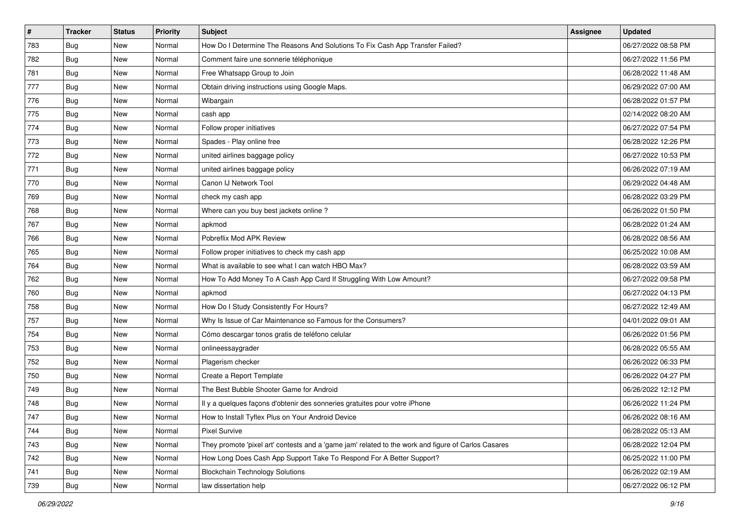| # | Tracker | Status | Priority | Subject | Assignee | Updated |
|---|---|---|---|---|---|---|
| 783 | Bug | New | Normal | How Do I Determine The Reasons And Solutions To Fix Cash App Transfer Failed? | | 06/27/2022 08:58 PM |
| 782 | Bug | New | Normal | Comment faire une sonnerie téléphonique | | 06/27/2022 11:56 PM |
| 781 | Bug | New | Normal | Free Whatsapp Group to Join | | 06/28/2022 11:48 AM |
| 777 | Bug | New | Normal | Obtain driving instructions using Google Maps. | | 06/29/2022 07:00 AM |
| 776 | Bug | New | Normal | Wibargain | | 06/28/2022 01:57 PM |
| 775 | Bug | New | Normal | cash app | | 02/14/2022 08:20 AM |
| 774 | Bug | New | Normal | Follow proper initiatives | | 06/27/2022 07:54 PM |
| 773 | Bug | New | Normal | Spades - Play online free | | 06/28/2022 12:26 PM |
| 772 | Bug | New | Normal | united airlines baggage policy | | 06/27/2022 10:53 PM |
| 771 | Bug | New | Normal | united airlines baggage policy | | 06/26/2022 07:19 AM |
| 770 | Bug | New | Normal | Canon IJ Network Tool | | 06/29/2022 04:48 AM |
| 769 | Bug | New | Normal | check my cash app | | 06/28/2022 03:29 PM |
| 768 | Bug | New | Normal | Where can you buy best jackets online ? | | 06/26/2022 01:50 PM |
| 767 | Bug | New | Normal | apkmod | | 06/28/2022 01:24 AM |
| 766 | Bug | New | Normal | Pobreflix Mod APK Review | | 06/28/2022 08:56 AM |
| 765 | Bug | New | Normal | Follow proper initiatives to check my cash app | | 06/25/2022 10:08 AM |
| 764 | Bug | New | Normal | What is available to see what I can watch HBO Max? | | 06/28/2022 03:59 AM |
| 762 | Bug | New | Normal | How To Add Money To A Cash App Card If Struggling With Low Amount? | | 06/27/2022 09:58 PM |
| 760 | Bug | New | Normal | apkmod | | 06/27/2022 04:13 PM |
| 758 | Bug | New | Normal | How Do I Study Consistently For Hours? | | 06/27/2022 12:49 AM |
| 757 | Bug | New | Normal | Why Is Issue of Car Maintenance so Famous for the Consumers? | | 04/01/2022 09:01 AM |
| 754 | Bug | New | Normal | Cómo descargar tonos gratis de teléfono celular | | 06/26/2022 01:56 PM |
| 753 | Bug | New | Normal | onlineessaygrader | | 06/28/2022 05:55 AM |
| 752 | Bug | New | Normal | Plagerism checker | | 06/26/2022 06:33 PM |
| 750 | Bug | New | Normal | Create a Report Template | | 06/26/2022 04:27 PM |
| 749 | Bug | New | Normal | The Best Bubble Shooter Game for Android | | 06/26/2022 12:12 PM |
| 748 | Bug | New | Normal | Il y a quelques façons d'obtenir des sonneries gratuites pour votre iPhone | | 06/26/2022 11:24 PM |
| 747 | Bug | New | Normal | How to Install Tyflex Plus on Your Android Device | | 06/26/2022 08:16 AM |
| 744 | Bug | New | Normal | Pixel Survive | | 06/28/2022 05:13 AM |
| 743 | Bug | New | Normal | They promote 'pixel art' contests and a 'game jam' related to the work and figure of Carlos Casares | | 06/28/2022 12:04 PM |
| 742 | Bug | New | Normal | How Long Does Cash App Support Take To Respond For A Better Support? | | 06/25/2022 11:00 PM |
| 741 | Bug | New | Normal | Blockchain Technology Solutions | | 06/26/2022 02:19 AM |
| 739 | Bug | New | Normal | law dissertation help | | 06/27/2022 06:12 PM |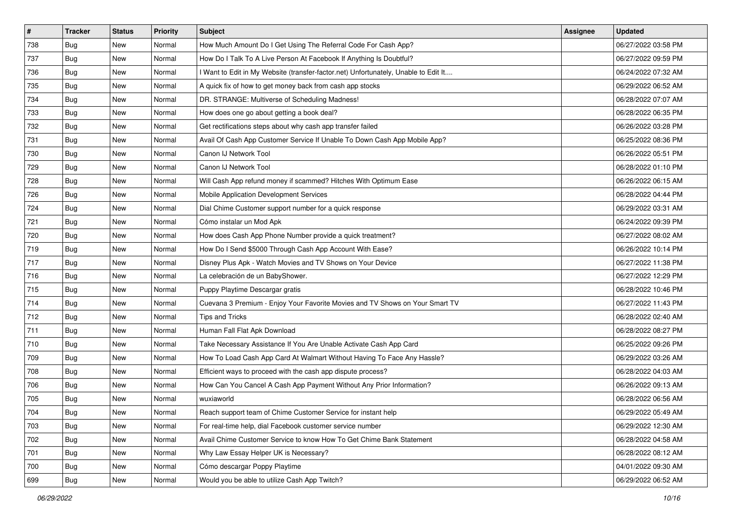| # | Tracker | Status | Priority | Subject | Assignee | Updated |
|---|---|---|---|---|---|---|
| 738 | Bug | New | Normal | How Much Amount Do I Get Using The Referral Code For Cash App? | | 06/27/2022 03:58 PM |
| 737 | Bug | New | Normal | How Do I Talk To A Live Person At Facebook If Anything Is Doubtful? | | 06/27/2022 09:59 PM |
| 736 | Bug | New | Normal | I Want to Edit in My Website (transfer-factor.net) Unfortunately, Unable to Edit It.... | | 06/24/2022 07:32 AM |
| 735 | Bug | New | Normal | A quick fix of how to get money back from cash app stocks | | 06/29/2022 06:52 AM |
| 734 | Bug | New | Normal | DR. STRANGE: Multiverse of Scheduling Madness! | | 06/28/2022 07:07 AM |
| 733 | Bug | New | Normal | How does one go about getting a book deal? | | 06/28/2022 06:35 PM |
| 732 | Bug | New | Normal | Get rectifications steps about why cash app transfer failed | | 06/26/2022 03:28 PM |
| 731 | Bug | New | Normal | Avail Of Cash App Customer Service If Unable To Down Cash App Mobile App? | | 06/25/2022 08:36 PM |
| 730 | Bug | New | Normal | Canon IJ Network Tool | | 06/26/2022 05:51 PM |
| 729 | Bug | New | Normal | Canon IJ Network Tool | | 06/28/2022 01:10 PM |
| 728 | Bug | New | Normal | Will Cash App refund money if scammed? Hitches With Optimum Ease | | 06/26/2022 06:15 AM |
| 726 | Bug | New | Normal | Mobile Application Development Services | | 06/28/2022 04:44 PM |
| 724 | Bug | New | Normal | Dial Chime Customer support number for a quick response | | 06/29/2022 03:31 AM |
| 721 | Bug | New | Normal | Cómo instalar un Mod Apk | | 06/24/2022 09:39 PM |
| 720 | Bug | New | Normal | How does Cash App Phone Number provide a quick treatment? | | 06/27/2022 08:02 AM |
| 719 | Bug | New | Normal | How Do I Send $5000 Through Cash App Account With Ease? | | 06/26/2022 10:14 PM |
| 717 | Bug | New | Normal | Disney Plus Apk - Watch Movies and TV Shows on Your Device | | 06/27/2022 11:38 PM |
| 716 | Bug | New | Normal | La celebración de un BabyShower. | | 06/27/2022 12:29 PM |
| 715 | Bug | New | Normal | Puppy Playtime Descargar gratis | | 06/28/2022 10:46 PM |
| 714 | Bug | New | Normal | Cuevana 3 Premium - Enjoy Your Favorite Movies and TV Shows on Your Smart TV | | 06/27/2022 11:43 PM |
| 712 | Bug | New | Normal | Tips and Tricks | | 06/28/2022 02:40 AM |
| 711 | Bug | New | Normal | Human Fall Flat Apk Download | | 06/28/2022 08:27 PM |
| 710 | Bug | New | Normal | Take Necessary Assistance If You Are Unable Activate Cash App Card | | 06/25/2022 09:26 PM |
| 709 | Bug | New | Normal | How To Load Cash App Card At Walmart Without Having To Face Any Hassle? | | 06/29/2022 03:26 AM |
| 708 | Bug | New | Normal | Efficient ways to proceed with the cash app dispute process? | | 06/28/2022 04:03 AM |
| 706 | Bug | New | Normal | How Can You Cancel A Cash App Payment Without Any Prior Information? | | 06/26/2022 09:13 AM |
| 705 | Bug | New | Normal | wuxiaworld | | 06/28/2022 06:56 AM |
| 704 | Bug | New | Normal | Reach support team of Chime Customer Service for instant help | | 06/29/2022 05:49 AM |
| 703 | Bug | New | Normal | For real-time help, dial Facebook customer service number | | 06/29/2022 12:30 AM |
| 702 | Bug | New | Normal | Avail Chime Customer Service to know How To Get Chime Bank Statement | | 06/28/2022 04:58 AM |
| 701 | Bug | New | Normal | Why Law Essay Helper UK is Necessary? | | 06/28/2022 08:12 AM |
| 700 | Bug | New | Normal | Cómo descargar Poppy Playtime | | 04/01/2022 09:30 AM |
| 699 | Bug | New | Normal | Would you be able to utilize Cash App Twitch? | | 06/29/2022 06:52 AM |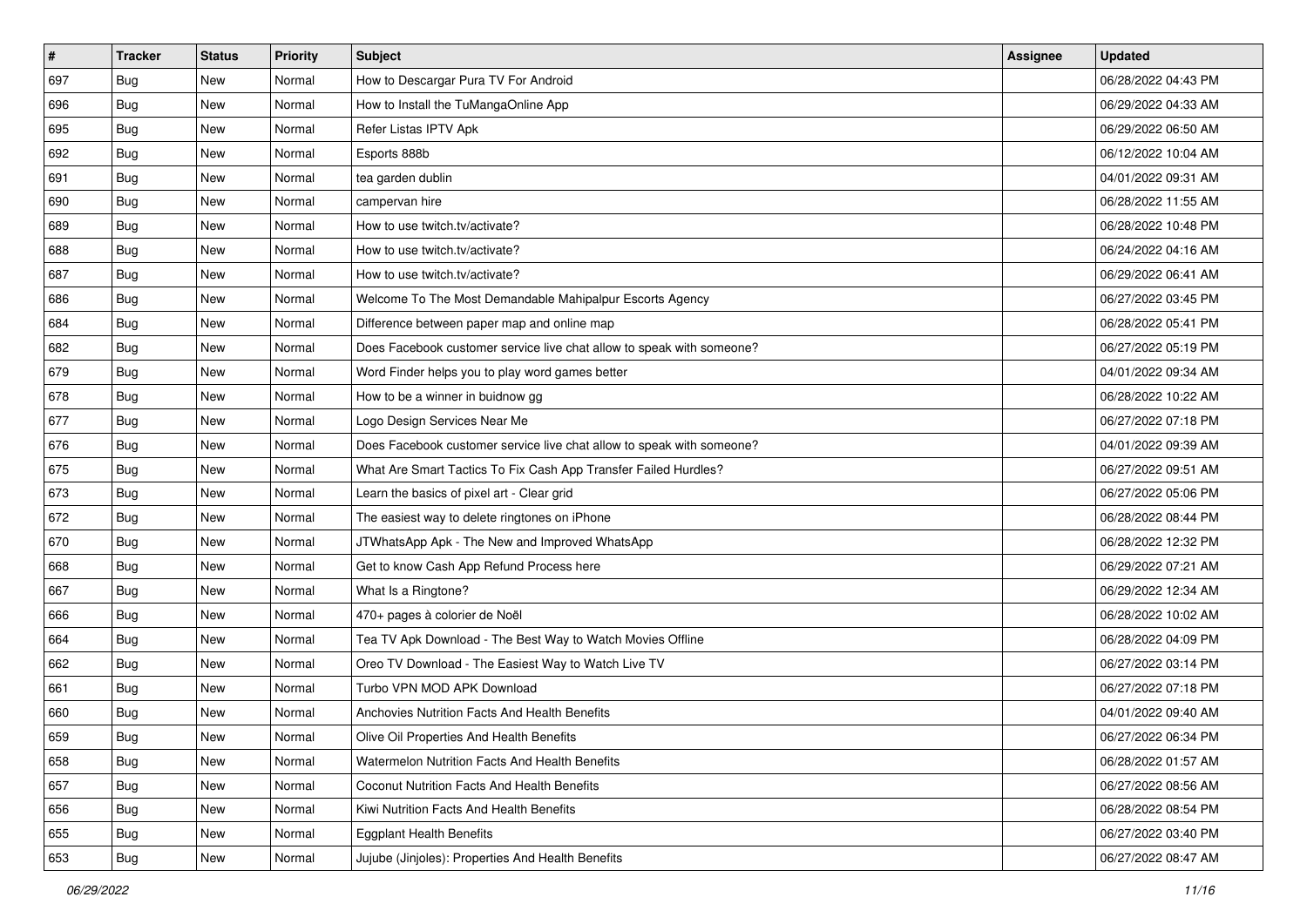| # | Tracker | Status | Priority | Subject | Assignee | Updated |
| --- | --- | --- | --- | --- | --- | --- |
| 697 | Bug | New | Normal | How to Descargar Pura TV For Android | | 06/28/2022 04:43 PM |
| 696 | Bug | New | Normal | How to Install the TuMangaOnline App | | 06/29/2022 04:33 AM |
| 695 | Bug | New | Normal | Refer Listas IPTV Apk | | 06/29/2022 06:50 AM |
| 692 | Bug | New | Normal | Esports 888b | | 06/12/2022 10:04 AM |
| 691 | Bug | New | Normal | tea garden dublin | | 04/01/2022 09:31 AM |
| 690 | Bug | New | Normal | campervan hire | | 06/28/2022 11:55 AM |
| 689 | Bug | New | Normal | How to use twitch.tv/activate? | | 06/28/2022 10:48 PM |
| 688 | Bug | New | Normal | How to use twitch.tv/activate? | | 06/24/2022 04:16 AM |
| 687 | Bug | New | Normal | How to use twitch.tv/activate? | | 06/29/2022 06:41 AM |
| 686 | Bug | New | Normal | Welcome To The Most Demandable Mahipalpur Escorts Agency | | 06/27/2022 03:45 PM |
| 684 | Bug | New | Normal | Difference between paper map and online map | | 06/28/2022 05:41 PM |
| 682 | Bug | New | Normal | Does Facebook customer service live chat allow to speak with someone? | | 06/27/2022 05:19 PM |
| 679 | Bug | New | Normal | Word Finder helps you to play word games better | | 04/01/2022 09:34 AM |
| 678 | Bug | New | Normal | How to be a winner in buidnow gg | | 06/28/2022 10:22 AM |
| 677 | Bug | New | Normal | Logo Design Services Near Me | | 06/27/2022 07:18 PM |
| 676 | Bug | New | Normal | Does Facebook customer service live chat allow to speak with someone? | | 04/01/2022 09:39 AM |
| 675 | Bug | New | Normal | What Are Smart Tactics To Fix Cash App Transfer Failed Hurdles? | | 06/27/2022 09:51 AM |
| 673 | Bug | New | Normal | Learn the basics of pixel art - Clear grid | | 06/27/2022 05:06 PM |
| 672 | Bug | New | Normal | The easiest way to delete ringtones on iPhone | | 06/28/2022 08:44 PM |
| 670 | Bug | New | Normal | JTWhatsApp Apk - The New and Improved WhatsApp | | 06/28/2022 12:32 PM |
| 668 | Bug | New | Normal | Get to know Cash App Refund Process here | | 06/29/2022 07:21 AM |
| 667 | Bug | New | Normal | What Is a Ringtone? | | 06/29/2022 12:34 AM |
| 666 | Bug | New | Normal | 470+ pages à colorier de Noël | | 06/28/2022 10:02 AM |
| 664 | Bug | New | Normal | Tea TV Apk Download - The Best Way to Watch Movies Offline | | 06/28/2022 04:09 PM |
| 662 | Bug | New | Normal | Oreo TV Download - The Easiest Way to Watch Live TV | | 06/27/2022 03:14 PM |
| 661 | Bug | New | Normal | Turbo VPN MOD APK Download | | 06/27/2022 07:18 PM |
| 660 | Bug | New | Normal | Anchovies Nutrition Facts And Health Benefits | | 04/01/2022 09:40 AM |
| 659 | Bug | New | Normal | Olive Oil Properties And Health Benefits | | 06/27/2022 06:34 PM |
| 658 | Bug | New | Normal | Watermelon Nutrition Facts And Health Benefits | | 06/28/2022 01:57 AM |
| 657 | Bug | New | Normal | Coconut Nutrition Facts And Health Benefits | | 06/27/2022 08:56 AM |
| 656 | Bug | New | Normal | Kiwi Nutrition Facts And Health Benefits | | 06/28/2022 08:54 PM |
| 655 | Bug | New | Normal | Eggplant Health Benefits | | 06/27/2022 03:40 PM |
| 653 | Bug | New | Normal | Jujube (Jinjoles): Properties And Health Benefits | | 06/27/2022 08:47 AM |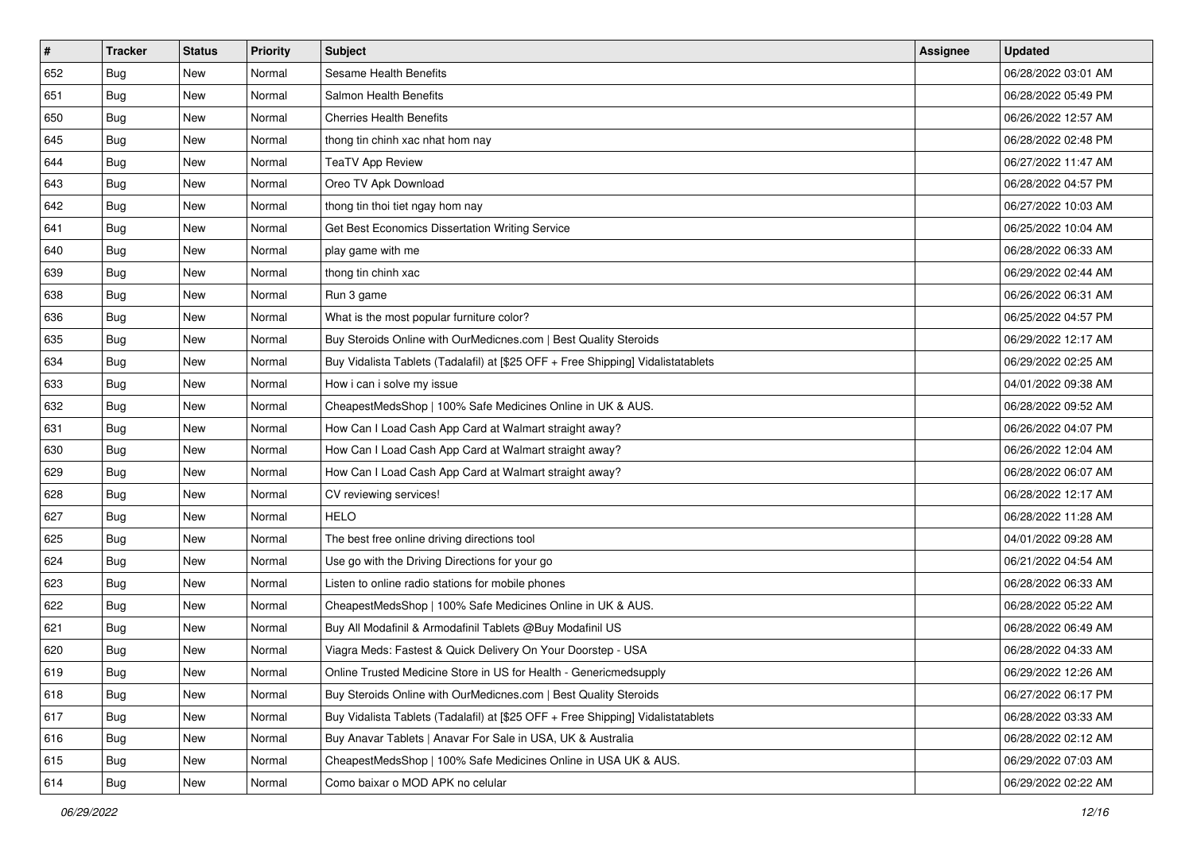| # | Tracker | Status | Priority | Subject | Assignee | Updated |
|---|---|---|---|---|---|---|
| 652 | Bug | New | Normal | Sesame Health Benefits | | 06/28/2022 03:01 AM |
| 651 | Bug | New | Normal | Salmon Health Benefits | | 06/28/2022 05:49 PM |
| 650 | Bug | New | Normal | Cherries Health Benefits | | 06/26/2022 12:57 AM |
| 645 | Bug | New | Normal | thong tin chinh xac nhat hom nay | | 06/28/2022 02:48 PM |
| 644 | Bug | New | Normal | TeaTV App Review | | 06/27/2022 11:47 AM |
| 643 | Bug | New | Normal | Oreo TV Apk Download | | 06/28/2022 04:57 PM |
| 642 | Bug | New | Normal | thong tin thoi tiet ngay hom nay | | 06/27/2022 10:03 AM |
| 641 | Bug | New | Normal | Get Best Economics Dissertation Writing Service | | 06/25/2022 10:04 AM |
| 640 | Bug | New | Normal | play game with me | | 06/28/2022 06:33 AM |
| 639 | Bug | New | Normal | thong tin chinh xac | | 06/29/2022 02:44 AM |
| 638 | Bug | New | Normal | Run 3 game | | 06/26/2022 06:31 AM |
| 636 | Bug | New | Normal | What is the most popular furniture color? | | 06/25/2022 04:57 PM |
| 635 | Bug | New | Normal | Buy Steroids Online with OurMedicnes.com \| Best Quality Steroids | | 06/29/2022 12:17 AM |
| 634 | Bug | New | Normal | Buy Vidalista Tablets (Tadalafil) at [$25 OFF + Free Shipping] Vidalistatablets | | 06/29/2022 02:25 AM |
| 633 | Bug | New | Normal | How i can i solve my issue | | 04/01/2022 09:38 AM |
| 632 | Bug | New | Normal | CheapestMedsShop \| 100% Safe Medicines Online in UK & AUS. | | 06/28/2022 09:52 AM |
| 631 | Bug | New | Normal | How Can I Load Cash App Card at Walmart straight away? | | 06/26/2022 04:07 PM |
| 630 | Bug | New | Normal | How Can I Load Cash App Card at Walmart straight away? | | 06/26/2022 12:04 AM |
| 629 | Bug | New | Normal | How Can I Load Cash App Card at Walmart straight away? | | 06/28/2022 06:07 AM |
| 628 | Bug | New | Normal | CV reviewing services! | | 06/28/2022 12:17 AM |
| 627 | Bug | New | Normal | HELO | | 06/28/2022 11:28 AM |
| 625 | Bug | New | Normal | The best free online driving directions tool | | 04/01/2022 09:28 AM |
| 624 | Bug | New | Normal | Use go with the Driving Directions for your go | | 06/21/2022 04:54 AM |
| 623 | Bug | New | Normal | Listen to online radio stations for mobile phones | | 06/28/2022 06:33 AM |
| 622 | Bug | New | Normal | CheapestMedsShop \| 100% Safe Medicines Online in UK & AUS. | | 06/28/2022 05:22 AM |
| 621 | Bug | New | Normal | Buy All Modafinil & Armodafinil Tablets @Buy Modafinil US | | 06/28/2022 06:49 AM |
| 620 | Bug | New | Normal | Viagra Meds: Fastest & Quick Delivery On Your Doorstep - USA | | 06/28/2022 04:33 AM |
| 619 | Bug | New | Normal | Online Trusted Medicine Store in US for Health - Genericmedsupply | | 06/29/2022 12:26 AM |
| 618 | Bug | New | Normal | Buy Steroids Online with OurMedicnes.com \| Best Quality Steroids | | 06/27/2022 06:17 PM |
| 617 | Bug | New | Normal | Buy Vidalista Tablets (Tadalafil) at [$25 OFF + Free Shipping] Vidalistatablets | | 06/28/2022 03:33 AM |
| 616 | Bug | New | Normal | Buy Anavar Tablets \| Anavar For Sale in USA, UK & Australia | | 06/28/2022 02:12 AM |
| 615 | Bug | New | Normal | CheapestMedsShop \| 100% Safe Medicines Online in USA UK & AUS. | | 06/29/2022 07:03 AM |
| 614 | Bug | New | Normal | Como baixar o MOD APK no celular | | 06/29/2022 02:22 AM |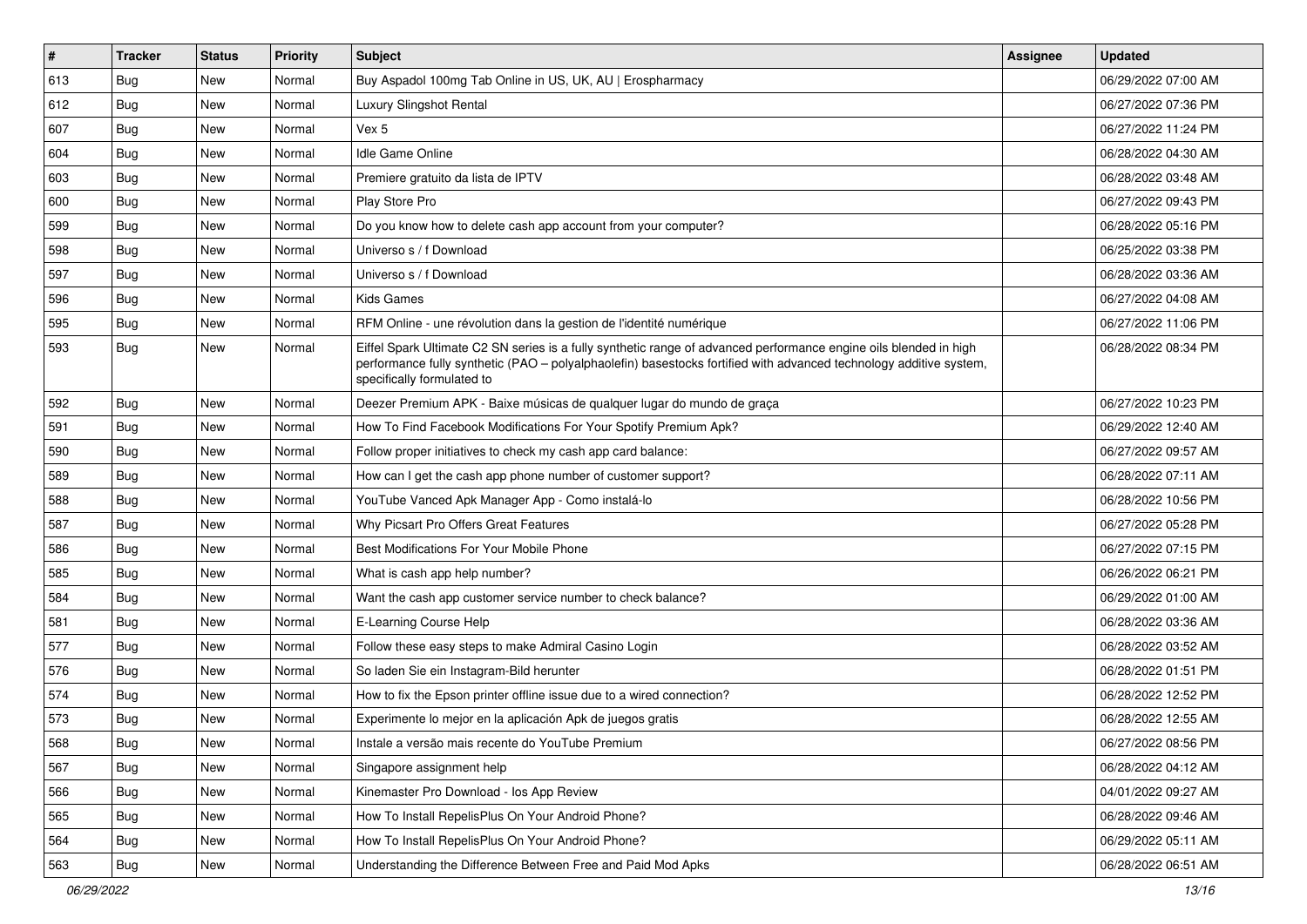| # | Tracker | Status | Priority | Subject | Assignee | Updated |
|---|---|---|---|---|---|---|
| 613 | Bug | New | Normal | Buy Aspadol 100mg Tab Online in US, UK, AU \| Erospharmacy | | 06/29/2022 07:00 AM |
| 612 | Bug | New | Normal | Luxury Slingshot Rental | | 06/27/2022 07:36 PM |
| 607 | Bug | New | Normal | Vex 5 | | 06/27/2022 11:24 PM |
| 604 | Bug | New | Normal | Idle Game Online | | 06/28/2022 04:30 AM |
| 603 | Bug | New | Normal | Premiere gratuito da lista de IPTV | | 06/28/2022 03:48 AM |
| 600 | Bug | New | Normal | Play Store Pro | | 06/27/2022 09:43 PM |
| 599 | Bug | New | Normal | Do you know how to delete cash app account from your computer? | | 06/28/2022 05:16 PM |
| 598 | Bug | New | Normal | Universo s / f Download | | 06/25/2022 03:38 PM |
| 597 | Bug | New | Normal | Universo s / f Download | | 06/28/2022 03:36 AM |
| 596 | Bug | New | Normal | Kids Games | | 06/27/2022 04:08 AM |
| 595 | Bug | New | Normal | RFM Online - une révolution dans la gestion de l'identité numérique | | 06/27/2022 11:06 PM |
| 593 | Bug | New | Normal | Eiffel Spark Ultimate C2 SN series is a fully synthetic range of advanced performance engine oils blended in high performance fully synthetic (PAO – polyalphaolefin) basestocks fortified with advanced technology additive system, specifically formulated to | | 06/28/2022 08:34 PM |
| 592 | Bug | New | Normal | Deezer Premium APK - Baixe músicas de qualquer lugar do mundo de graça | | 06/27/2022 10:23 PM |
| 591 | Bug | New | Normal | How To Find Facebook Modifications For Your Spotify Premium Apk? | | 06/29/2022 12:40 AM |
| 590 | Bug | New | Normal | Follow proper initiatives to check my cash app card balance: | | 06/27/2022 09:57 AM |
| 589 | Bug | New | Normal | How can I get the cash app phone number of customer support? | | 06/28/2022 07:11 AM |
| 588 | Bug | New | Normal | YouTube Vanced Apk Manager App - Como instalá-lo | | 06/28/2022 10:56 PM |
| 587 | Bug | New | Normal | Why Picsart Pro Offers Great Features | | 06/27/2022 05:28 PM |
| 586 | Bug | New | Normal | Best Modifications For Your Mobile Phone | | 06/27/2022 07:15 PM |
| 585 | Bug | New | Normal | What is cash app help number? | | 06/26/2022 06:21 PM |
| 584 | Bug | New | Normal | Want the cash app customer service number to check balance? | | 06/29/2022 01:00 AM |
| 581 | Bug | New | Normal | E-Learning Course Help | | 06/28/2022 03:36 AM |
| 577 | Bug | New | Normal | Follow these easy steps to make Admiral Casino Login | | 06/28/2022 03:52 AM |
| 576 | Bug | New | Normal | So laden Sie ein Instagram-Bild herunter | | 06/28/2022 01:51 PM |
| 574 | Bug | New | Normal | How to fix the Epson printer offline issue due to a wired connection? | | 06/28/2022 12:52 PM |
| 573 | Bug | New | Normal | Experimente lo mejor en la aplicación Apk de juegos gratis | | 06/28/2022 12:55 AM |
| 568 | Bug | New | Normal | Instale a versão mais recente do YouTube Premium | | 06/27/2022 08:56 PM |
| 567 | Bug | New | Normal | Singapore assignment help | | 06/28/2022 04:12 AM |
| 566 | Bug | New | Normal | Kinemaster Pro Download - Ios App Review | | 04/01/2022 09:27 AM |
| 565 | Bug | New | Normal | How To Install RepelisPlus On Your Android Phone? | | 06/28/2022 09:46 AM |
| 564 | Bug | New | Normal | How To Install RepelisPlus On Your Android Phone? | | 06/29/2022 05:11 AM |
| 563 | Bug | New | Normal | Understanding the Difference Between Free and Paid Mod Apks | | 06/28/2022 06:51 AM |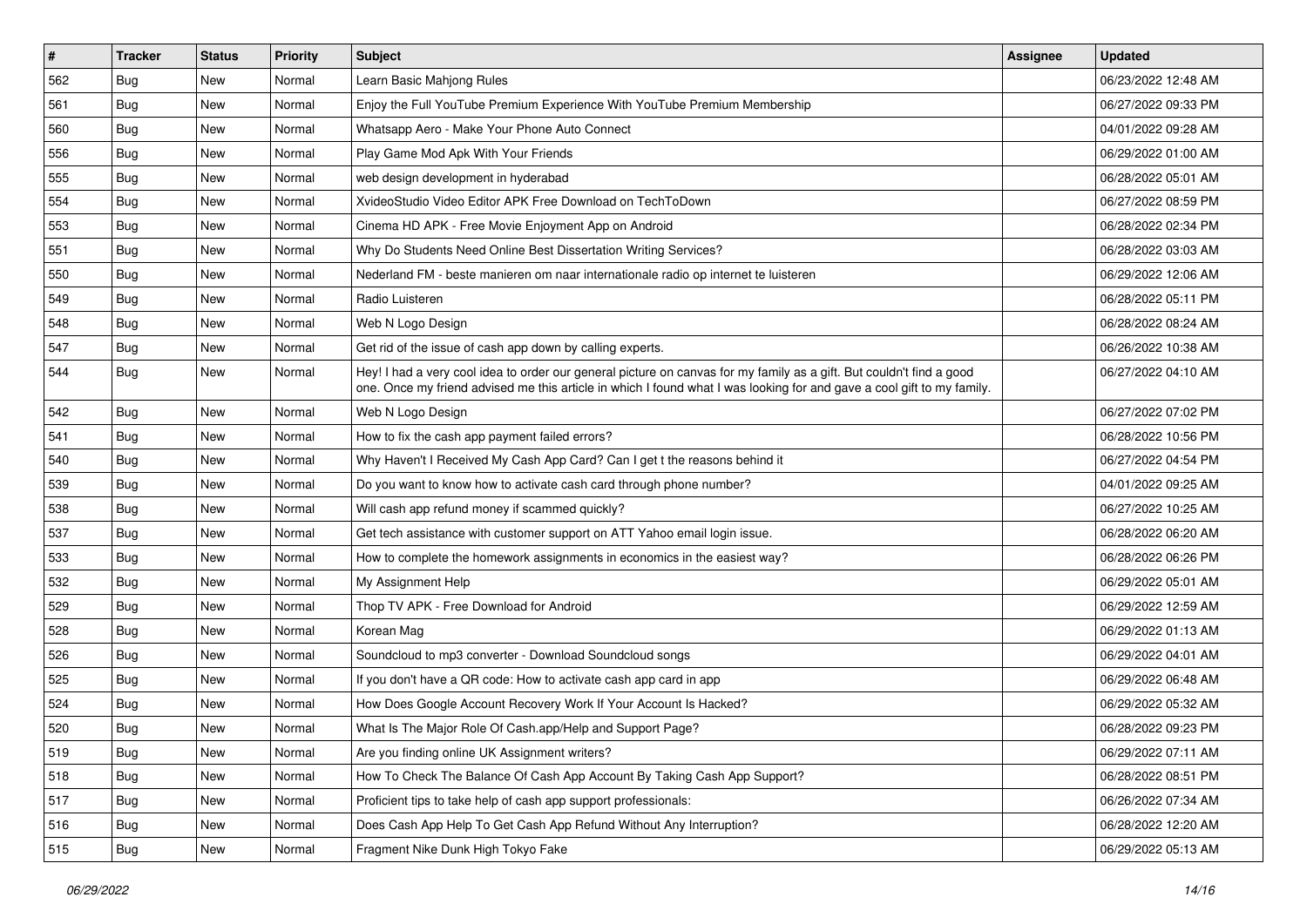| # | Tracker | Status | Priority | Subject | Assignee | Updated |
|---|---|---|---|---|---|---|
| 562 | Bug | New | Normal | Learn Basic Mahjong Rules | | 06/23/2022 12:48 AM |
| 561 | Bug | New | Normal | Enjoy the Full YouTube Premium Experience With YouTube Premium Membership | | 06/27/2022 09:33 PM |
| 560 | Bug | New | Normal | Whatsapp Aero - Make Your Phone Auto Connect | | 04/01/2022 09:28 AM |
| 556 | Bug | New | Normal | Play Game Mod Apk With Your Friends | | 06/29/2022 01:00 AM |
| 555 | Bug | New | Normal | web design development in hyderabad | | 06/28/2022 05:01 AM |
| 554 | Bug | New | Normal | XvideoStudio Video Editor APK Free Download on TechToDown | | 06/27/2022 08:59 PM |
| 553 | Bug | New | Normal | Cinema HD APK - Free Movie Enjoyment App on Android | | 06/28/2022 02:34 PM |
| 551 | Bug | New | Normal | Why Do Students Need Online Best Dissertation Writing Services? | | 06/28/2022 03:03 AM |
| 550 | Bug | New | Normal | Nederland FM - beste manieren om naar internationale radio op internet te luisteren | | 06/29/2022 12:06 AM |
| 549 | Bug | New | Normal | Radio Luisteren | | 06/28/2022 05:11 PM |
| 548 | Bug | New | Normal | Web N Logo Design | | 06/28/2022 08:24 AM |
| 547 | Bug | New | Normal | Get rid of the issue of cash app down by calling experts. | | 06/26/2022 10:38 AM |
| 544 | Bug | New | Normal | Hey! I had a very cool idea to order our general picture on canvas for my family as a gift. But couldn't find a good one. Once my friend advised me this article in which I found what I was looking for and gave a cool gift to my family. | | 06/27/2022 04:10 AM |
| 542 | Bug | New | Normal | Web N Logo Design | | 06/27/2022 07:02 PM |
| 541 | Bug | New | Normal | How to fix the cash app payment failed errors? | | 06/28/2022 10:56 PM |
| 540 | Bug | New | Normal | Why Haven't I Received My Cash App Card? Can I get t the reasons behind it | | 06/27/2022 04:54 PM |
| 539 | Bug | New | Normal | Do you want to know how to activate cash card through phone number? | | 04/01/2022 09:25 AM |
| 538 | Bug | New | Normal | Will cash app refund money if scammed quickly? | | 06/27/2022 10:25 AM |
| 537 | Bug | New | Normal | Get tech assistance with customer support on ATT Yahoo email login issue. | | 06/28/2022 06:20 AM |
| 533 | Bug | New | Normal | How to complete the homework assignments in economics in the easiest way? | | 06/28/2022 06:26 PM |
| 532 | Bug | New | Normal | My Assignment Help | | 06/29/2022 05:01 AM |
| 529 | Bug | New | Normal | Thop TV APK - Free Download for Android | | 06/29/2022 12:59 AM |
| 528 | Bug | New | Normal | Korean Mag | | 06/29/2022 01:13 AM |
| 526 | Bug | New | Normal | Soundcloud to mp3 converter - Download Soundcloud songs | | 06/29/2022 04:01 AM |
| 525 | Bug | New | Normal | If you don't have a QR code: How to activate cash app card in app | | 06/29/2022 06:48 AM |
| 524 | Bug | New | Normal | How Does Google Account Recovery Work If Your Account Is Hacked? | | 06/29/2022 05:32 AM |
| 520 | Bug | New | Normal | What Is The Major Role Of Cash.app/Help and Support Page? | | 06/28/2022 09:23 PM |
| 519 | Bug | New | Normal | Are you finding online UK Assignment writers? | | 06/29/2022 07:11 AM |
| 518 | Bug | New | Normal | How To Check The Balance Of Cash App Account By Taking Cash App Support? | | 06/28/2022 08:51 PM |
| 517 | Bug | New | Normal | Proficient tips to take help of cash app support professionals: | | 06/26/2022 07:34 AM |
| 516 | Bug | New | Normal | Does Cash App Help To Get Cash App Refund Without Any Interruption? | | 06/28/2022 12:20 AM |
| 515 | Bug | New | Normal | Fragment Nike Dunk High Tokyo Fake | | 06/29/2022 05:13 AM |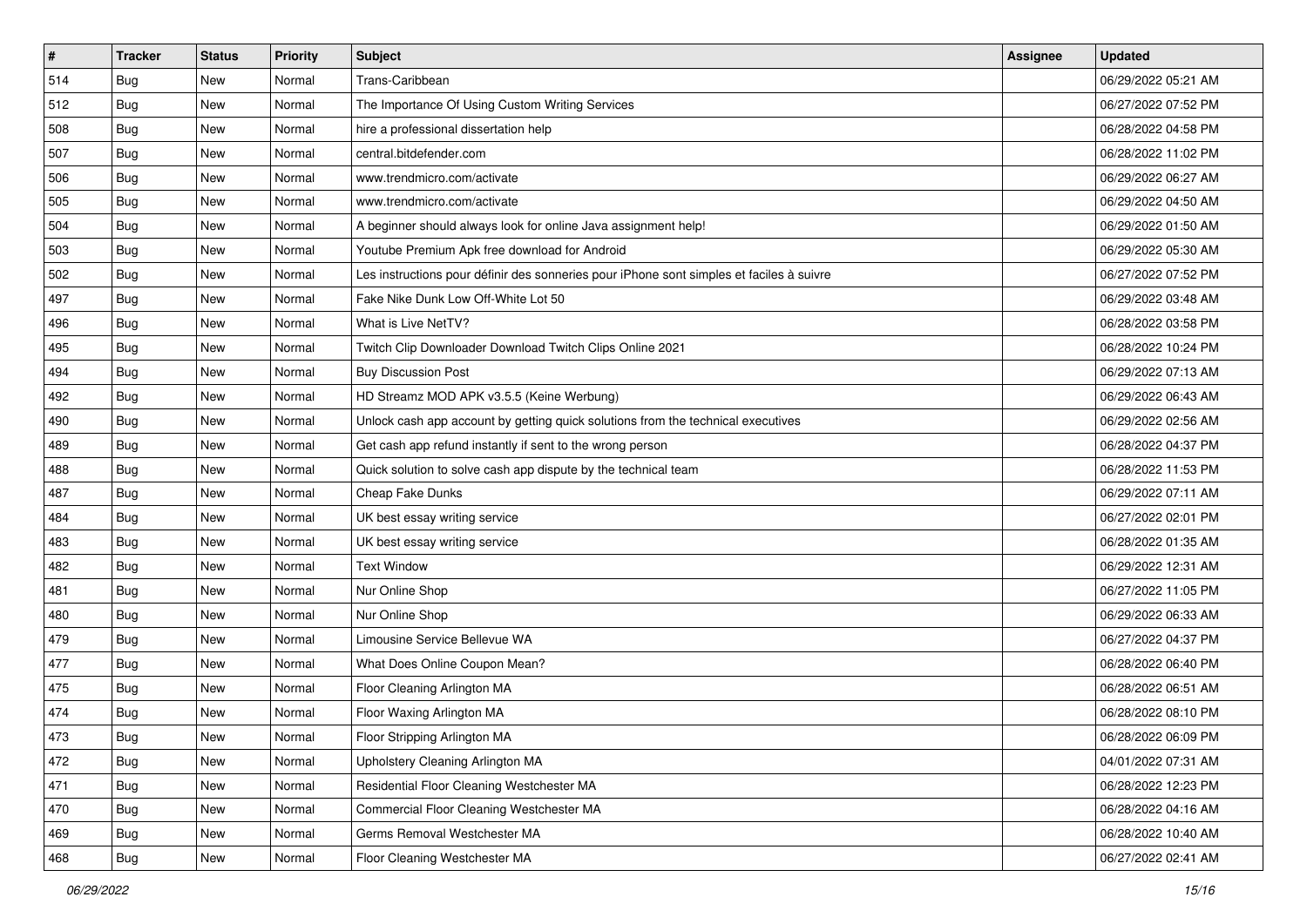| # | Tracker | Status | Priority | Subject | Assignee | Updated |
|---|---|---|---|---|---|---|
| 514 | Bug | New | Normal | Trans-Caribbean | | 06/29/2022 05:21 AM |
| 512 | Bug | New | Normal | The Importance Of Using Custom Writing Services | | 06/27/2022 07:52 PM |
| 508 | Bug | New | Normal | hire a professional dissertation help | | 06/28/2022 04:58 PM |
| 507 | Bug | New | Normal | central.bitdefender.com | | 06/28/2022 11:02 PM |
| 506 | Bug | New | Normal | www.trendmicro.com/activate | | 06/29/2022 06:27 AM |
| 505 | Bug | New | Normal | www.trendmicro.com/activate | | 06/29/2022 04:50 AM |
| 504 | Bug | New | Normal | A beginner should always look for online Java assignment help! | | 06/29/2022 01:50 AM |
| 503 | Bug | New | Normal | Youtube Premium Apk free download for Android | | 06/29/2022 05:30 AM |
| 502 | Bug | New | Normal | Les instructions pour définir des sonneries pour iPhone sont simples et faciles à suivre | | 06/27/2022 07:52 PM |
| 497 | Bug | New | Normal | Fake Nike Dunk Low Off-White Lot 50 | | 06/29/2022 03:48 AM |
| 496 | Bug | New | Normal | What is Live NetTV? | | 06/28/2022 03:58 PM |
| 495 | Bug | New | Normal | Twitch Clip Downloader Download Twitch Clips Online 2021 | | 06/28/2022 10:24 PM |
| 494 | Bug | New | Normal | Buy Discussion Post | | 06/29/2022 07:13 AM |
| 492 | Bug | New | Normal | HD Streamz MOD APK v3.5.5 (Keine Werbung) | | 06/29/2022 06:43 AM |
| 490 | Bug | New | Normal | Unlock cash app account by getting quick solutions from the technical executives | | 06/29/2022 02:56 AM |
| 489 | Bug | New | Normal | Get cash app refund instantly if sent to the wrong person | | 06/28/2022 04:37 PM |
| 488 | Bug | New | Normal | Quick solution to solve cash app dispute by the technical team | | 06/28/2022 11:53 PM |
| 487 | Bug | New | Normal | Cheap Fake Dunks | | 06/29/2022 07:11 AM |
| 484 | Bug | New | Normal | UK best essay writing service | | 06/27/2022 02:01 PM |
| 483 | Bug | New | Normal | UK best essay writing service | | 06/28/2022 01:35 AM |
| 482 | Bug | New | Normal | Text Window | | 06/29/2022 12:31 AM |
| 481 | Bug | New | Normal | Nur Online Shop | | 06/27/2022 11:05 PM |
| 480 | Bug | New | Normal | Nur Online Shop | | 06/29/2022 06:33 AM |
| 479 | Bug | New | Normal | Limousine Service Bellevue WA | | 06/27/2022 04:37 PM |
| 477 | Bug | New | Normal | What Does Online Coupon Mean? | | 06/28/2022 06:40 PM |
| 475 | Bug | New | Normal | Floor Cleaning Arlington MA | | 06/28/2022 06:51 AM |
| 474 | Bug | New | Normal | Floor Waxing Arlington MA | | 06/28/2022 08:10 PM |
| 473 | Bug | New | Normal | Floor Stripping Arlington MA | | 06/28/2022 06:09 PM |
| 472 | Bug | New | Normal | Upholstery Cleaning Arlington MA | | 04/01/2022 07:31 AM |
| 471 | Bug | New | Normal | Residential Floor Cleaning Westchester MA | | 06/28/2022 12:23 PM |
| 470 | Bug | New | Normal | Commercial Floor Cleaning Westchester MA | | 06/28/2022 04:16 AM |
| 469 | Bug | New | Normal | Germs Removal Westchester MA | | 06/28/2022 10:40 AM |
| 468 | Bug | New | Normal | Floor Cleaning Westchester MA | | 06/27/2022 02:41 AM |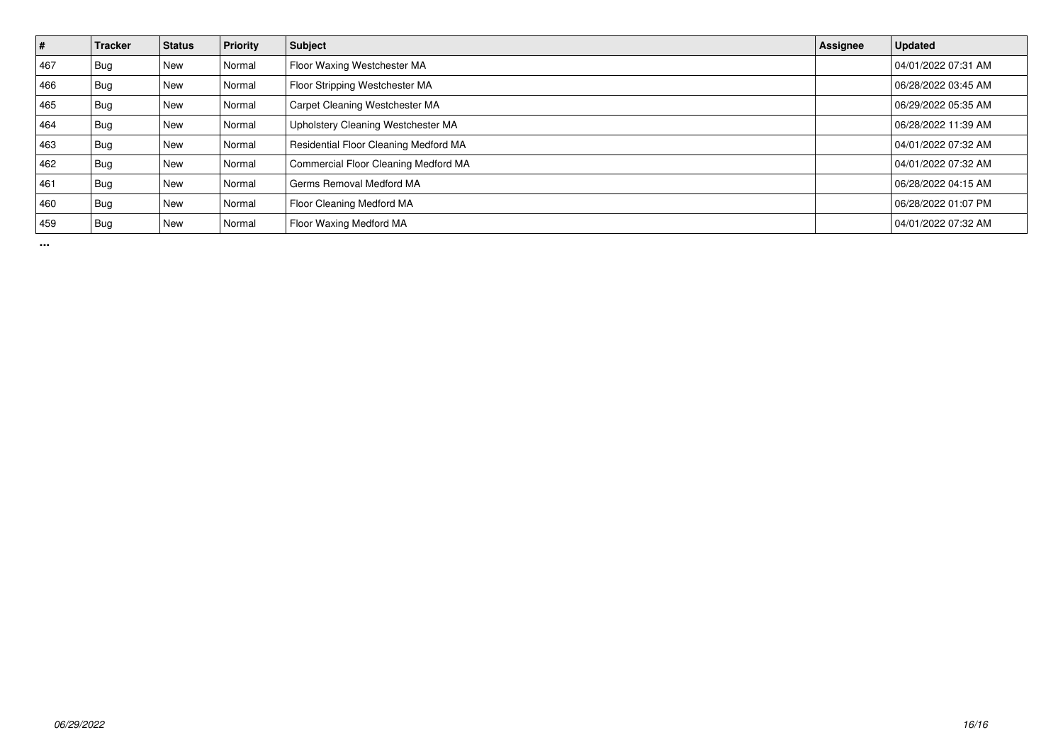| # | Tracker | Status | Priority | Subject | Assignee | Updated |
|---|---|---|---|---|---|---|
| 467 | Bug | New | Normal | Floor Waxing Westchester MA | | 04/01/2022 07:31 AM |
| 466 | Bug | New | Normal | Floor Stripping Westchester MA | | 06/28/2022 03:45 AM |
| 465 | Bug | New | Normal | Carpet Cleaning Westchester MA | | 06/29/2022 05:35 AM |
| 464 | Bug | New | Normal | Upholstery Cleaning Westchester MA | | 06/28/2022 11:39 AM |
| 463 | Bug | New | Normal | Residential Floor Cleaning Medford MA | | 04/01/2022 07:32 AM |
| 462 | Bug | New | Normal | Commercial Floor Cleaning Medford MA | | 04/01/2022 07:32 AM |
| 461 | Bug | New | Normal | Germs Removal Medford MA | | 06/28/2022 04:15 AM |
| 460 | Bug | New | Normal | Floor Cleaning Medford MA | | 06/28/2022 01:07 PM |
| 459 | Bug | New | Normal | Floor Waxing Medford MA | | 04/01/2022 07:32 AM |

...